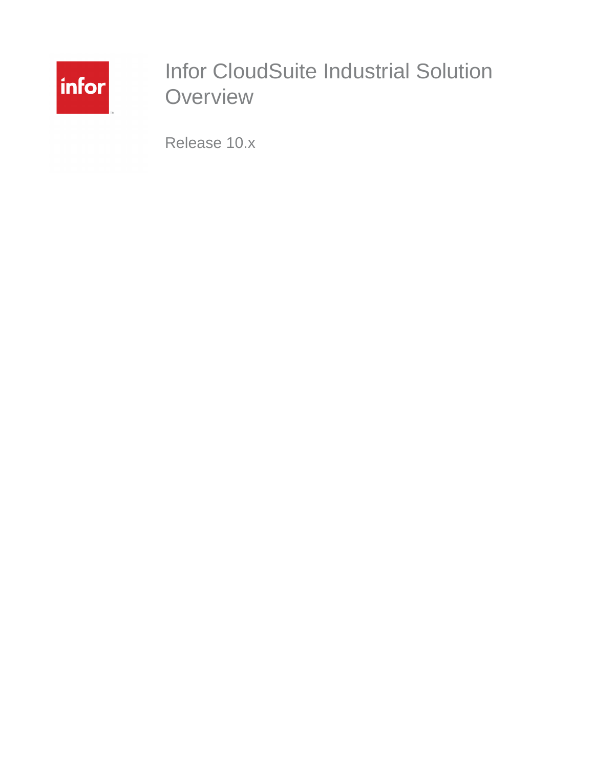# Infor CloudSuite Industrial Solution Overview

Release 10.x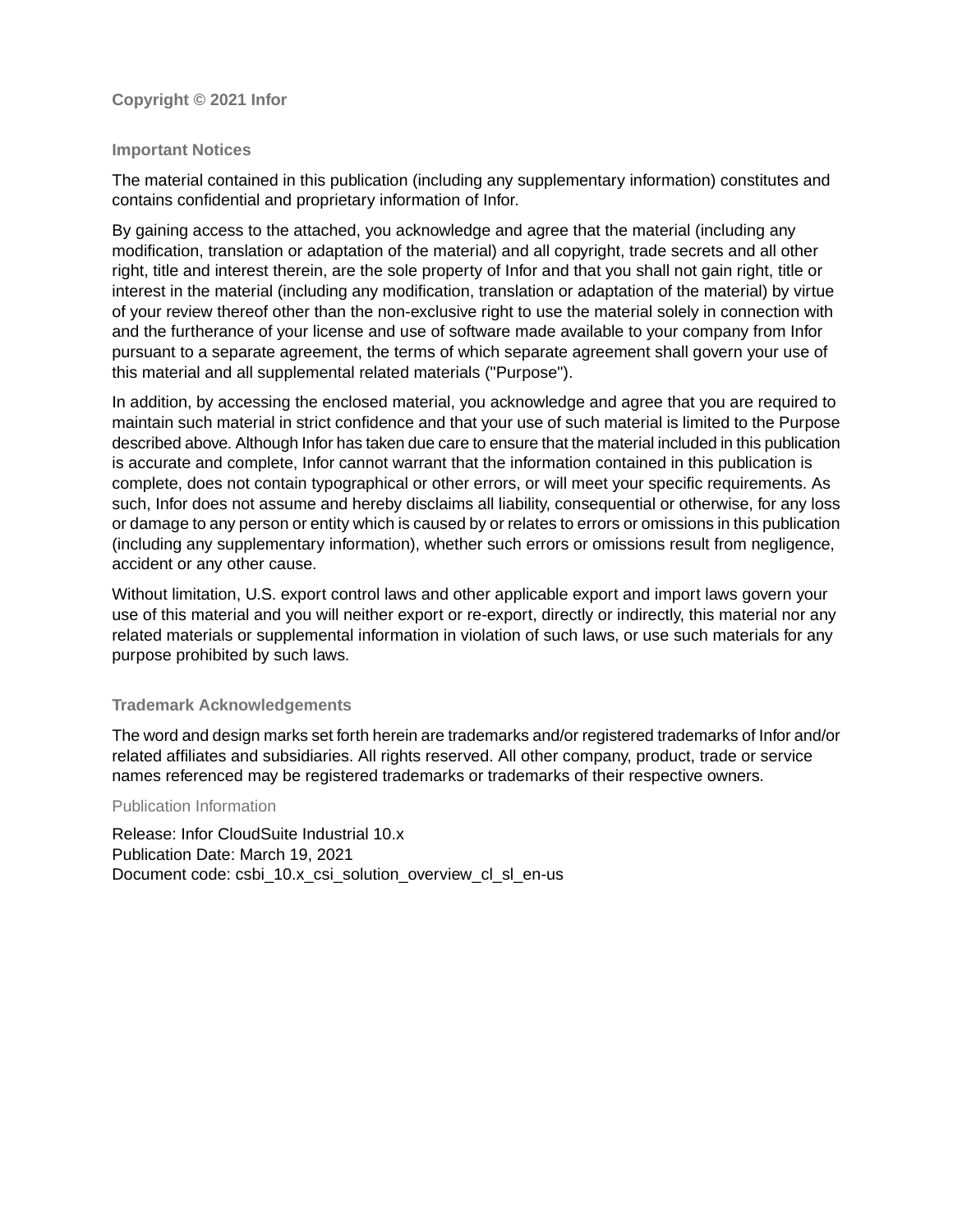**Copyright © 2021 Infor**

## Important Notices

The material contained in this publication (including any supplementary information) constitutes and contains confidential and proprietary information of Infor.

By gaining access to the attached, you acknowledge and agree that the material (including any modification, translation or adaptation of the material) and all copyright, trade secrets and all other right, title and interest therein, are the sole property of Infor and that you shall not gain right, title or interest in the material (including any modification, translation or adaptation of the material) by virtue of your review thereof other than the non-exclusive right to use the material solely in connection with and the furtherance of your license and use of software made available to your company from Infor pursuant to a separate agreement, the terms of which separate agreement shall govern your use of this material and all supplemental related materials ("Purpose").

In addition, by accessing the enclosed material, you acknowledge and agree that you are required to maintain such material in strict confidence and that your use of such material is limited to the Purpose described above. Although Infor has taken due care to ensure that the material included in this publication is accurate and complete, Infor cannot warrant that the information contained in this publication is complete, does not contain typographical or other errors, or will meet your specific requirements. As such, Infor does not assume and hereby disclaims all liability, consequential or otherwise, for any loss or damage to any person or entity which is caused by or relates to errors or omissions in this publication (including any supplementary information), whether such errors or omissions result from negligence, accident or any other cause.

Without limitation, U.S. export control laws and other applicable export and import laws govern your use of this material and you will neither export or re-export, directly or indirectly, this material nor any related materials or supplemental information in violation of such laws, or use such materials for any purpose prohibited by such laws.

## Trademark Acknowledgements

The word and design marks set forth herein are trademarks and/or registered trademarks of Infor and/or related affiliates and subsidiaries. All rights reserved. All other company, product, trade or service names referenced may be registered trademarks or trademarks of their respective owners.

## Publication Information

Release: Infor CloudSuite Industrial 10.x
Publication Date: March 19, 2021
Document code: csbi_10.x_csi_solution_overview_cl_sl_en-us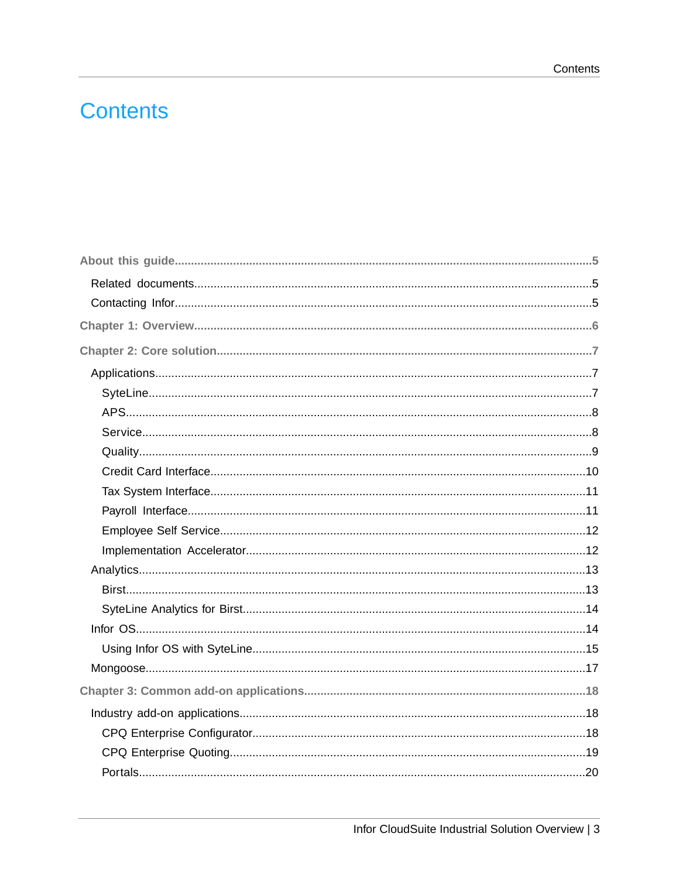# Contents

- About this guide....5
  - Related documents....5
  - Contacting Infor....5
- Chapter 1: Overview....6
- Chapter 2: Core solution....7
  - Applications....7
    - SyteLine....7
    - APS....8
    - Service....8
    - Quality....9
    - Credit Card Interface....10
    - Tax System Interface....11
    - Payroll Interface....11
    - Employee Self Service....12
    - Implementation Accelerator....12
  - Analytics....13
    - Birst....13
    - SyteLine Analytics for Birst....14
  - Infor OS....14
    - Using Infor OS with SyteLine....15
  - Mongoose....17
- Chapter 3: Common add-on applications....18
  - Industry add-on applications....18
    - CPQ Enterprise Configurator....18
    - CPQ Enterprise Quoting....19
    - Portals....20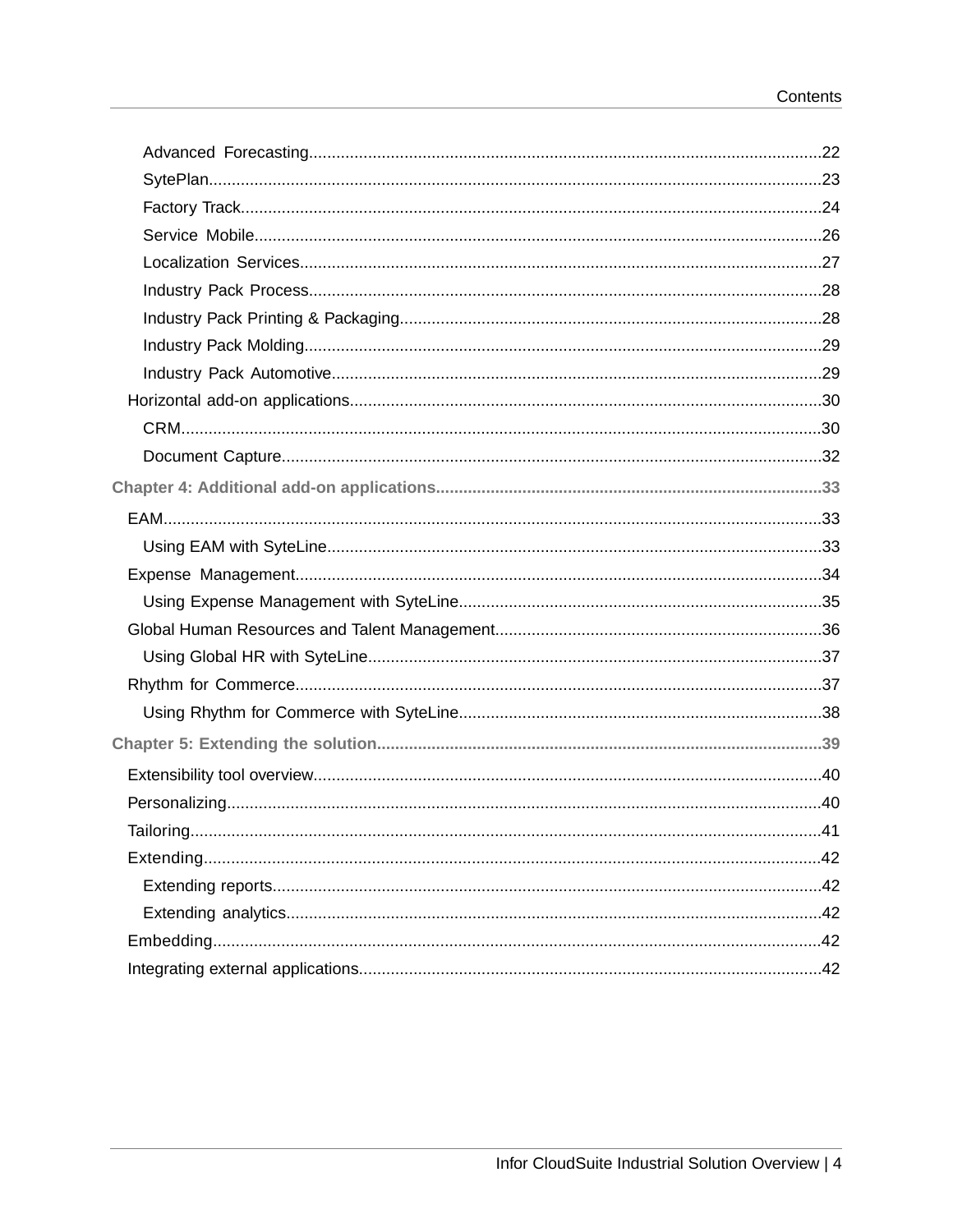- Advanced Forecasting....................22
- SytePlan....................23
- Factory Track....................24
- Service Mobile....................26
- Localization Services....................27
- Industry Pack Process....................28
- Industry Pack Printing & Packaging....................28
- Industry Pack Molding....................29
- Industry Pack Automotive....................29

Horizontal add-on applications....................30

- CRM....................30
- Document Capture....................32

**Chapter 4: Additional add-on applications....................33**

EAM....................33

- Using EAM with SyteLine....................33

Expense Management....................34

- Using Expense Management with SyteLine....................35

Global Human Resources and Talent Management....................36

- Using Global HR with SyteLine....................37

Rhythm for Commerce....................37

- Using Rhythm for Commerce with SyteLine....................38

**Chapter 5: Extending the solution....................39**

Extensibility tool overview....................40

Personalizing....................40

Tailoring....................41

Extending....................42

- Extending reports....................42
- Extending analytics....................42

Embedding....................42

Integrating external applications....................42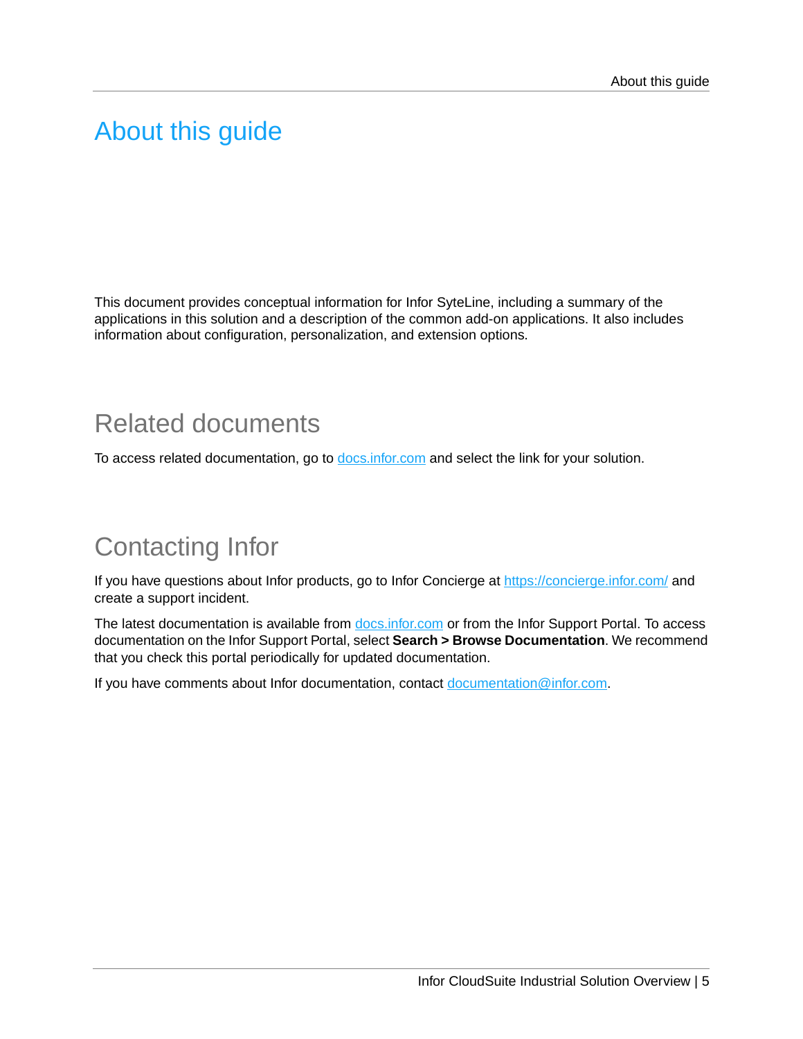# About this guide

This document provides conceptual information for Infor SyteLine, including a summary of the applications in this solution and a description of the common add-on applications. It also includes information about configuration, personalization, and extension options.

## Related documents

To access related documentation, go to docs.infor.com and select the link for your solution.

## Contacting Infor

If you have questions about Infor products, go to Infor Concierge at https://concierge.infor.com/ and create a support incident.

The latest documentation is available from docs.infor.com or from the Infor Support Portal. To access documentation on the Infor Support Portal, select **Search > Browse Documentation**. We recommend that you check this portal periodically for updated documentation.

If you have comments about Infor documentation, contact documentation@infor.com.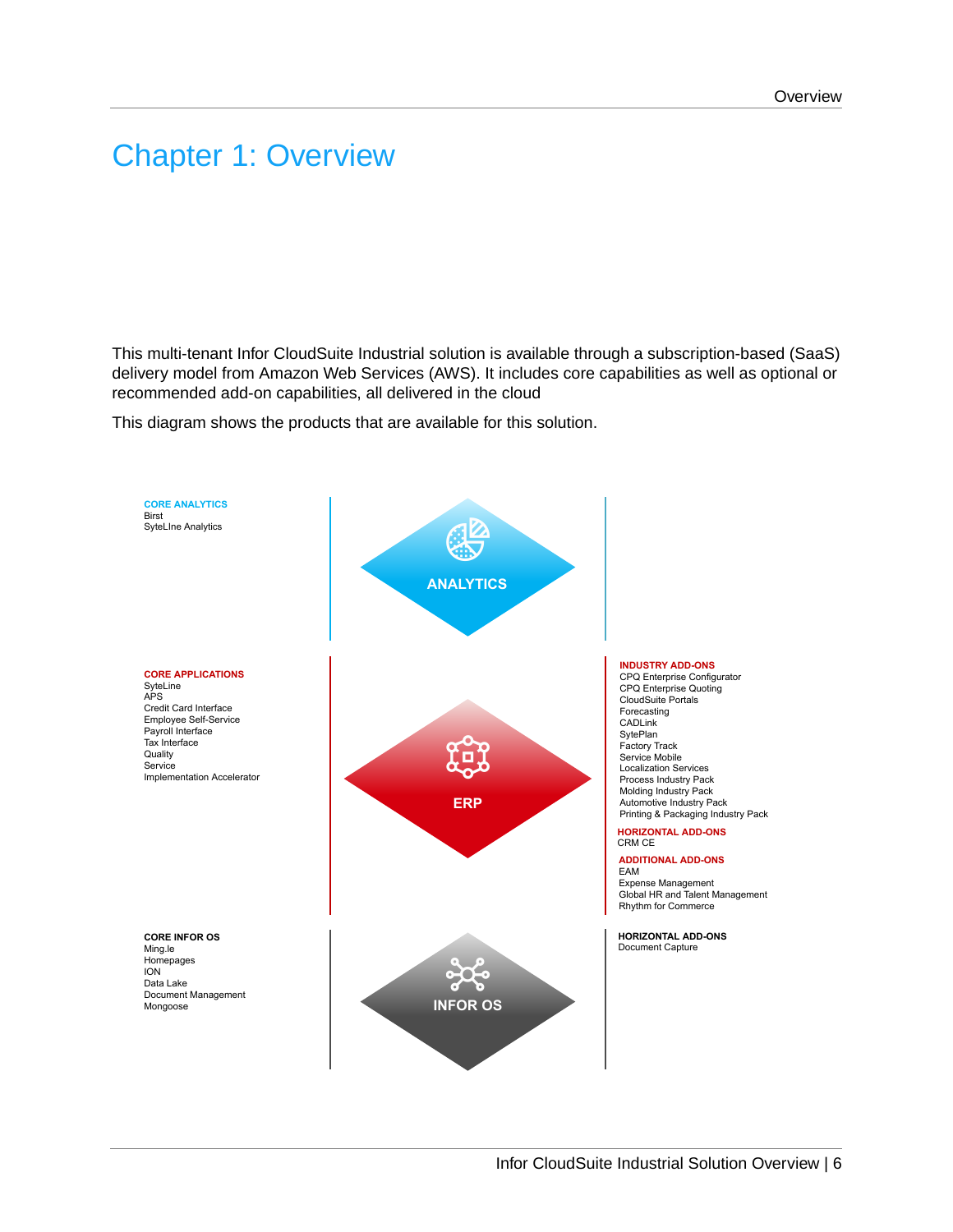# Chapter 1: Overview

This multi-tenant Infor CloudSuite Industrial solution is available through a subscription-based (SaaS) delivery model from Amazon Web Services (AWS). It includes core capabilities as well as optional or recommended add-on capabilities, all delivered in the cloud

This diagram shows the products that are available for this solution.

**CORE ANALYTICS**
Birst
SyteLIne Analytics

ANALYTICS

**CORE APPLICATIONS**
SyteLine
APS
Credit Card Interface
Employee Self-Service
Payroll Interface
Tax Interface
Quality
Service
Implementation Accelerator

ERP

**INDUSTRY ADD-ONS**
CPQ Enterprise Configurator
CPQ Enterprise Quoting
CloudSuite Portals
Forecasting
CADLink
SytePlan
Factory Track
Service Mobile
Localization Services
Process Industry Pack
Molding Industry Pack
Automotive Industry Pack
Printing & Packaging Industry Pack

**HORIZONTAL ADD-ONS**
CRM CE

**ADDITIONAL ADD-ONS**
EAM
Expense Management
Global HR and Talent Management
Rhythm for Commerce

**CORE INFOR OS**
Ming.le
Homepages
ION
Data Lake
Document Management
Mongoose

INFOR OS

**HORIZONTAL ADD-ONS**
Document Capture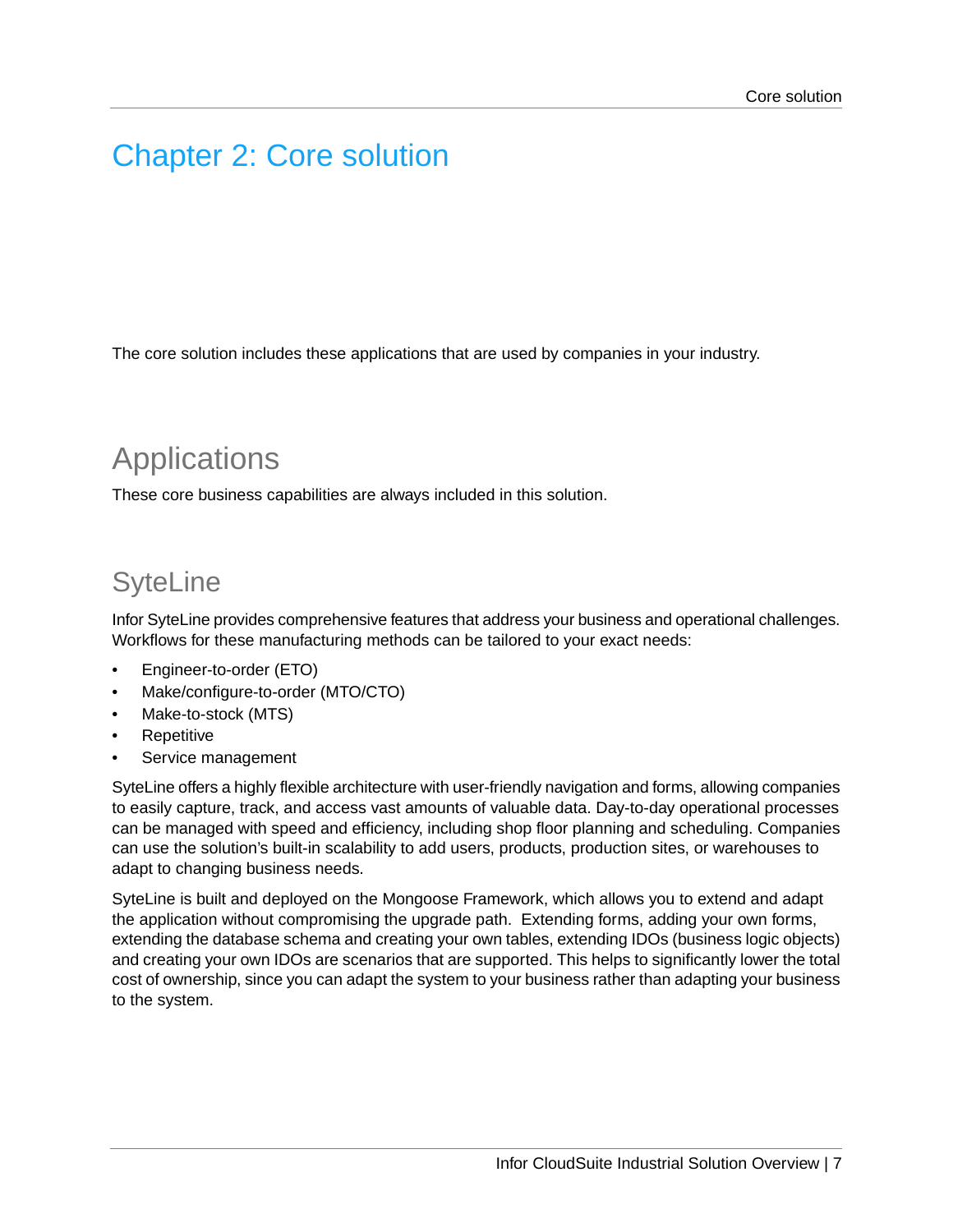# Chapter 2: Core solution

The core solution includes these applications that are used by companies in your industry.

## Applications

These core business capabilities are always included in this solution.

### SyteLine

Infor SyteLine provides comprehensive features that address your business and operational challenges. Workflows for these manufacturing methods can be tailored to your exact needs:

- Engineer-to-order (ETO)
- Make/configure-to-order (MTO/CTO)
- Make-to-stock (MTS)
- Repetitive
- Service management

SyteLine offers a highly flexible architecture with user-friendly navigation and forms, allowing companies to easily capture, track, and access vast amounts of valuable data. Day-to-day operational processes can be managed with speed and efficiency, including shop floor planning and scheduling. Companies can use the solution's built-in scalability to add users, products, production sites, or warehouses to adapt to changing business needs.

SyteLine is built and deployed on the Mongoose Framework, which allows you to extend and adapt the application without compromising the upgrade path. Extending forms, adding your own forms, extending the database schema and creating your own tables, extending IDOs (business logic objects) and creating your own IDOs are scenarios that are supported. This helps to significantly lower the total cost of ownership, since you can adapt the system to your business rather than adapting your business to the system.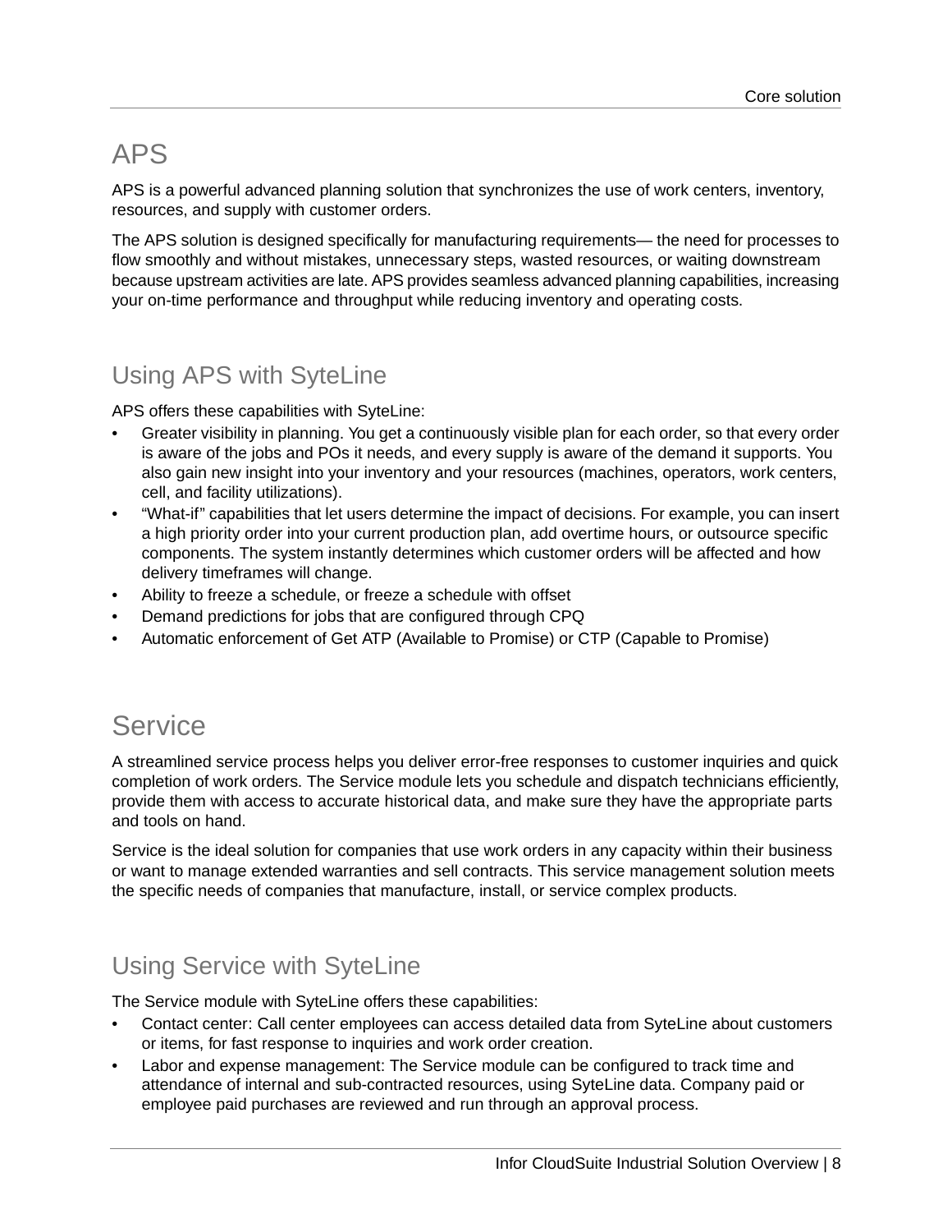# APS

APS is a powerful advanced planning solution that synchronizes the use of work centers, inventory, resources, and supply with customer orders.

The APS solution is designed specifically for manufacturing requirements— the need for processes to flow smoothly and without mistakes, unnecessary steps, wasted resources, or waiting downstream because upstream activities are late. APS provides seamless advanced planning capabilities, increasing your on-time performance and throughput while reducing inventory and operating costs.

## Using APS with SyteLine

APS offers these capabilities with SyteLine:

- Greater visibility in planning. You get a continuously visible plan for each order, so that every order is aware of the jobs and POs it needs, and every supply is aware of the demand it supports. You also gain new insight into your inventory and your resources (machines, operators, work centers, cell, and facility utilizations).
- "What-if" capabilities that let users determine the impact of decisions. For example, you can insert a high priority order into your current production plan, add overtime hours, or outsource specific components. The system instantly determines which customer orders will be affected and how delivery timeframes will change.
- Ability to freeze a schedule, or freeze a schedule with offset
- Demand predictions for jobs that are configured through CPQ
- Automatic enforcement of Get ATP (Available to Promise) or CTP (Capable to Promise)

# Service

A streamlined service process helps you deliver error-free responses to customer inquiries and quick completion of work orders. The Service module lets you schedule and dispatch technicians efficiently, provide them with access to accurate historical data, and make sure they have the appropriate parts and tools on hand.

Service is the ideal solution for companies that use work orders in any capacity within their business or want to manage extended warranties and sell contracts. This service management solution meets the specific needs of companies that manufacture, install, or service complex products.

## Using Service with SyteLine

The Service module with SyteLine offers these capabilities:

- Contact center: Call center employees can access detailed data from SyteLine about customers or items, for fast response to inquiries and work order creation.
- Labor and expense management: The Service module can be configured to track time and attendance of internal and sub-contracted resources, using SyteLine data. Company paid or employee paid purchases are reviewed and run through an approval process.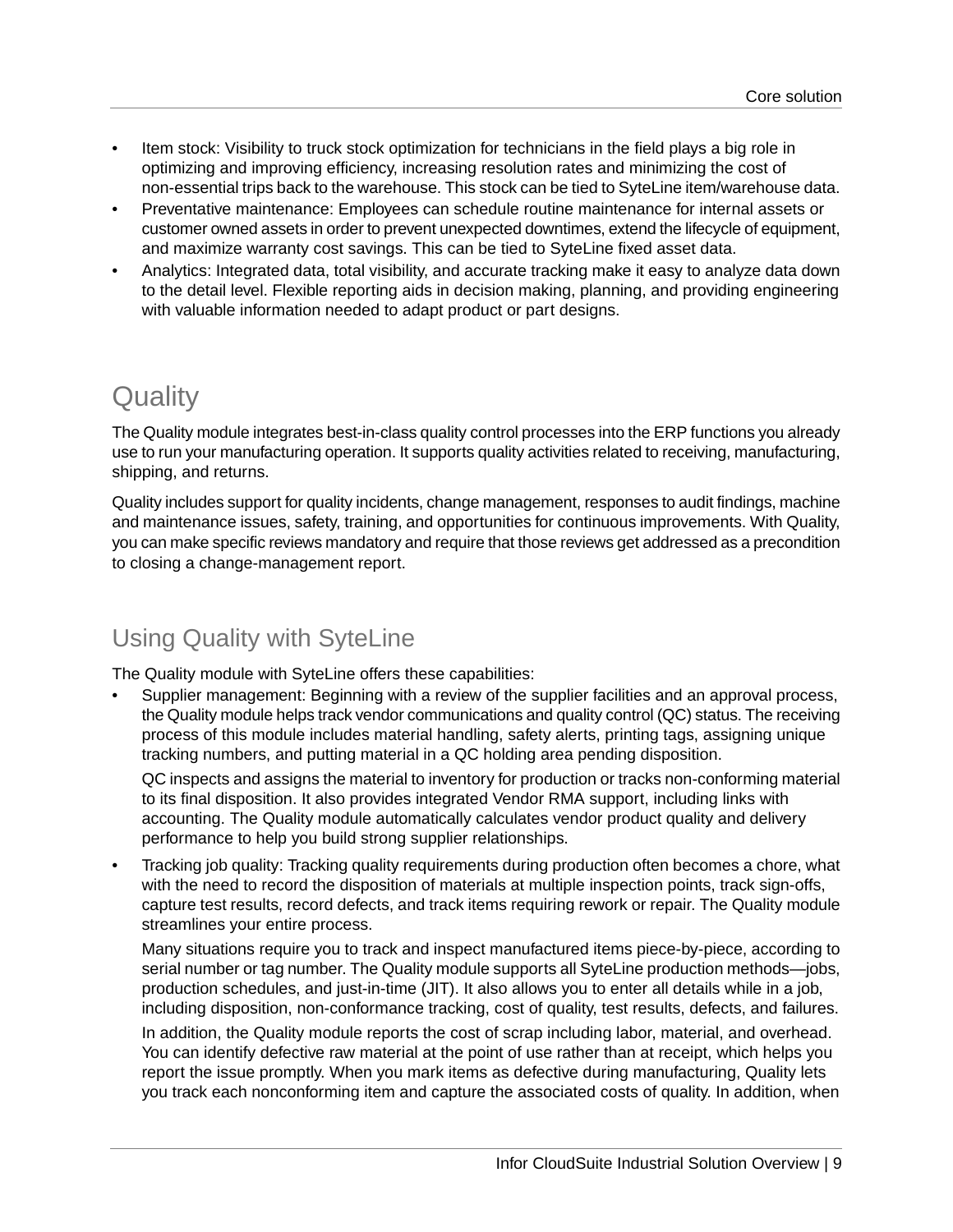- Item stock: Visibility to truck stock optimization for technicians in the field plays a big role in optimizing and improving efficiency, increasing resolution rates and minimizing the cost of non-essential trips back to the warehouse. This stock can be tied to SyteLine item/warehouse data.
- Preventative maintenance: Employees can schedule routine maintenance for internal assets or customer owned assets in order to prevent unexpected downtimes, extend the lifecycle of equipment, and maximize warranty cost savings. This can be tied to SyteLine fixed asset data.
- Analytics: Integrated data, total visibility, and accurate tracking make it easy to analyze data down to the detail level. Flexible reporting aids in decision making, planning, and providing engineering with valuable information needed to adapt product or part designs.

# Quality

The Quality module integrates best-in-class quality control processes into the ERP functions you already use to run your manufacturing operation. It supports quality activities related to receiving, manufacturing, shipping, and returns.

Quality includes support for quality incidents, change management, responses to audit findings, machine and maintenance issues, safety, training, and opportunities for continuous improvements. With Quality, you can make specific reviews mandatory and require that those reviews get addressed as a precondition to closing a change-management report.

## Using Quality with SyteLine

The Quality module with SyteLine offers these capabilities:

- Supplier management: Beginning with a review of the supplier facilities and an approval process, the Quality module helps track vendor communications and quality control (QC) status. The receiving process of this module includes material handling, safety alerts, printing tags, assigning unique tracking numbers, and putting material in a QC holding area pending disposition.

  QC inspects and assigns the material to inventory for production or tracks non-conforming material to its final disposition. It also provides integrated Vendor RMA support, including links with accounting. The Quality module automatically calculates vendor product quality and delivery performance to help you build strong supplier relationships.

- Tracking job quality: Tracking quality requirements during production often becomes a chore, what with the need to record the disposition of materials at multiple inspection points, track sign-offs, capture test results, record defects, and track items requiring rework or repair. The Quality module streamlines your entire process.

  Many situations require you to track and inspect manufactured items piece-by-piece, according to serial number or tag number. The Quality module supports all SyteLine production methods—jobs, production schedules, and just-in-time (JIT). It also allows you to enter all details while in a job, including disposition, non-conformance tracking, cost of quality, test results, defects, and failures.

  In addition, the Quality module reports the cost of scrap including labor, material, and overhead. You can identify defective raw material at the point of use rather than at receipt, which helps you report the issue promptly. When you mark items as defective during manufacturing, Quality lets you track each nonconforming item and capture the associated costs of quality. In addition, when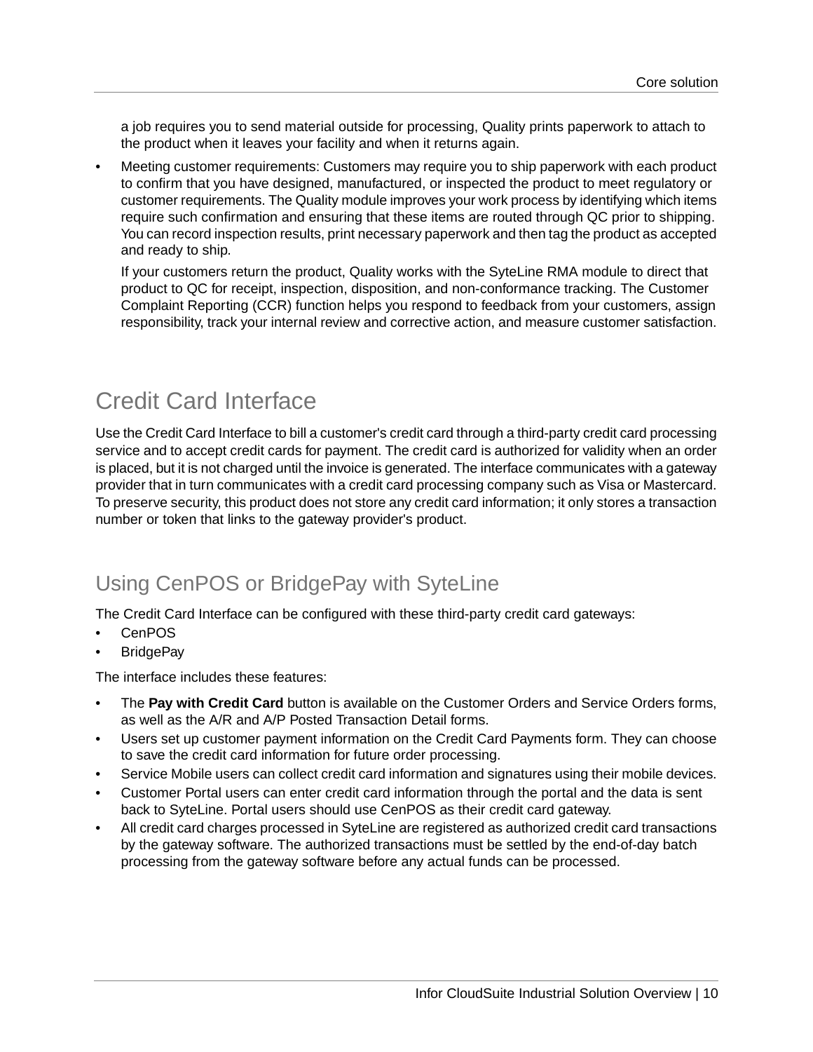a job requires you to send material outside for processing, Quality prints paperwork to attach to the product when it leaves your facility and when it returns again.

- Meeting customer requirements: Customers may require you to ship paperwork with each product to confirm that you have designed, manufactured, or inspected the product to meet regulatory or customer requirements. The Quality module improves your work process by identifying which items require such confirmation and ensuring that these items are routed through QC prior to shipping. You can record inspection results, print necessary paperwork and then tag the product as accepted and ready to ship.

  If your customers return the product, Quality works with the SyteLine RMA module to direct that product to QC for receipt, inspection, disposition, and non-conformance tracking. The Customer Complaint Reporting (CCR) function helps you respond to feedback from your customers, assign responsibility, track your internal review and corrective action, and measure customer satisfaction.

# Credit Card Interface

Use the Credit Card Interface to bill a customer's credit card through a third-party credit card processing service and to accept credit cards for payment. The credit card is authorized for validity when an order is placed, but it is not charged until the invoice is generated. The interface communicates with a gateway provider that in turn communicates with a credit card processing company such as Visa or Mastercard. To preserve security, this product does not store any credit card information; it only stores a transaction number or token that links to the gateway provider's product.

## Using CenPOS or BridgePay with SyteLine

The Credit Card Interface can be configured with these third-party credit card gateways:

- CenPOS
- BridgePay

The interface includes these features:

- The **Pay with Credit Card** button is available on the Customer Orders and Service Orders forms, as well as the A/R and A/P Posted Transaction Detail forms.
- Users set up customer payment information on the Credit Card Payments form. They can choose to save the credit card information for future order processing.
- Service Mobile users can collect credit card information and signatures using their mobile devices.
- Customer Portal users can enter credit card information through the portal and the data is sent back to SyteLine. Portal users should use CenPOS as their credit card gateway.
- All credit card charges processed in SyteLine are registered as authorized credit card transactions by the gateway software. The authorized transactions must be settled by the end-of-day batch processing from the gateway software before any actual funds can be processed.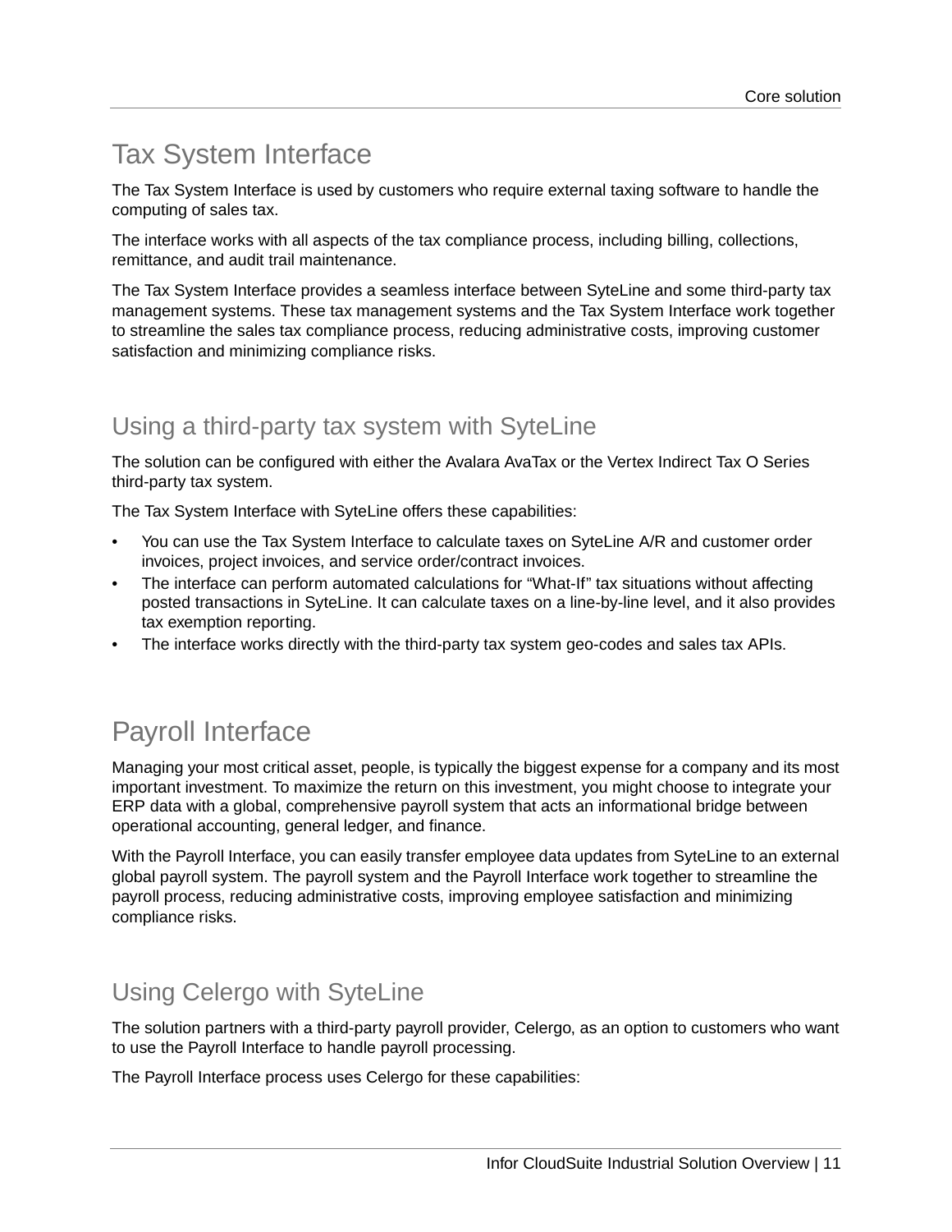# Tax System Interface

The Tax System Interface is used by customers who require external taxing software to handle the computing of sales tax.

The interface works with all aspects of the tax compliance process, including billing, collections, remittance, and audit trail maintenance.

The Tax System Interface provides a seamless interface between SyteLine and some third-party tax management systems. These tax management systems and the Tax System Interface work together to streamline the sales tax compliance process, reducing administrative costs, improving customer satisfaction and minimizing compliance risks.

## Using a third-party tax system with SyteLine

The solution can be configured with either the Avalara AvaTax or the Vertex Indirect Tax O Series third-party tax system.

The Tax System Interface with SyteLine offers these capabilities:

- You can use the Tax System Interface to calculate taxes on SyteLine A/R and customer order invoices, project invoices, and service order/contract invoices.
- The interface can perform automated calculations for “What-If” tax situations without affecting posted transactions in SyteLine. It can calculate taxes on a line-by-line level, and it also provides tax exemption reporting.
- The interface works directly with the third-party tax system geo-codes and sales tax APIs.

# Payroll Interface

Managing your most critical asset, people, is typically the biggest expense for a company and its most important investment. To maximize the return on this investment, you might choose to integrate your ERP data with a global, comprehensive payroll system that acts an informational bridge between operational accounting, general ledger, and finance.

With the Payroll Interface, you can easily transfer employee data updates from SyteLine to an external global payroll system. The payroll system and the Payroll Interface work together to streamline the payroll process, reducing administrative costs, improving employee satisfaction and minimizing compliance risks.

## Using Celergo with SyteLine

The solution partners with a third-party payroll provider, Celergo, as an option to customers who want to use the Payroll Interface to handle payroll processing.

The Payroll Interface process uses Celergo for these capabilities: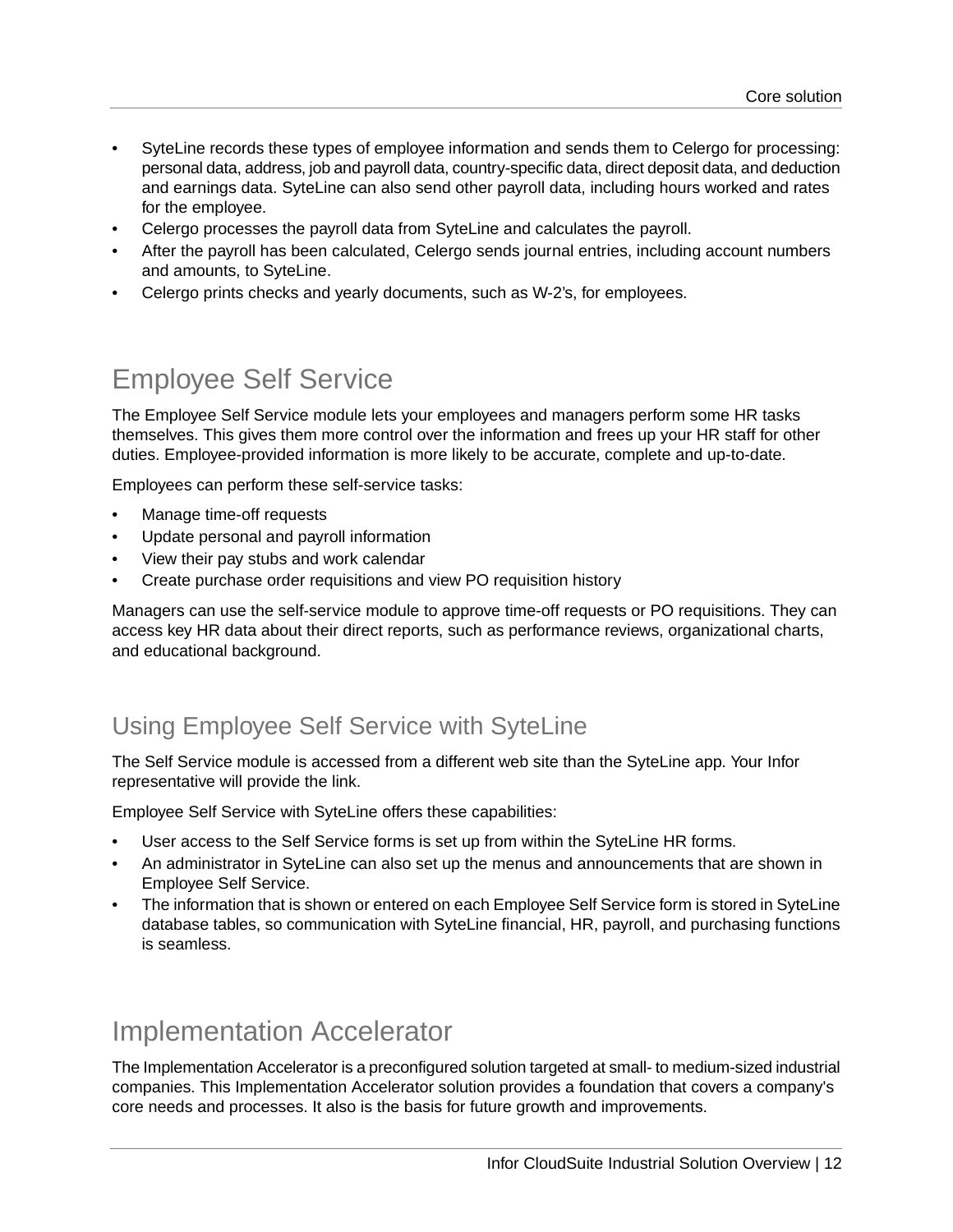- SyteLine records these types of employee information and sends them to Celergo for processing: personal data, address, job and payroll data, country-specific data, direct deposit data, and deduction and earnings data. SyteLine can also send other payroll data, including hours worked and rates for the employee.
- Celergo processes the payroll data from SyteLine and calculates the payroll.
- After the payroll has been calculated, Celergo sends journal entries, including account numbers and amounts, to SyteLine.
- Celergo prints checks and yearly documents, such as W-2's, for employees.

# Employee Self Service

The Employee Self Service module lets your employees and managers perform some HR tasks themselves. This gives them more control over the information and frees up your HR staff for other duties. Employee-provided information is more likely to be accurate, complete and up-to-date.

Employees can perform these self-service tasks:

- Manage time-off requests
- Update personal and payroll information
- View their pay stubs and work calendar
- Create purchase order requisitions and view PO requisition history

Managers can use the self-service module to approve time-off requests or PO requisitions. They can access key HR data about their direct reports, such as performance reviews, organizational charts, and educational background.

## Using Employee Self Service with SyteLine

The Self Service module is accessed from a different web site than the SyteLine app. Your Infor representative will provide the link.

Employee Self Service with SyteLine offers these capabilities:

- User access to the Self Service forms is set up from within the SyteLine HR forms.
- An administrator in SyteLine can also set up the menus and announcements that are shown in Employee Self Service.
- The information that is shown or entered on each Employee Self Service form is stored in SyteLine database tables, so communication with SyteLine financial, HR, payroll, and purchasing functions is seamless.

# Implementation Accelerator

The Implementation Accelerator is a preconfigured solution targeted at small- to medium-sized industrial companies. This Implementation Accelerator solution provides a foundation that covers a company's core needs and processes. It also is the basis for future growth and improvements.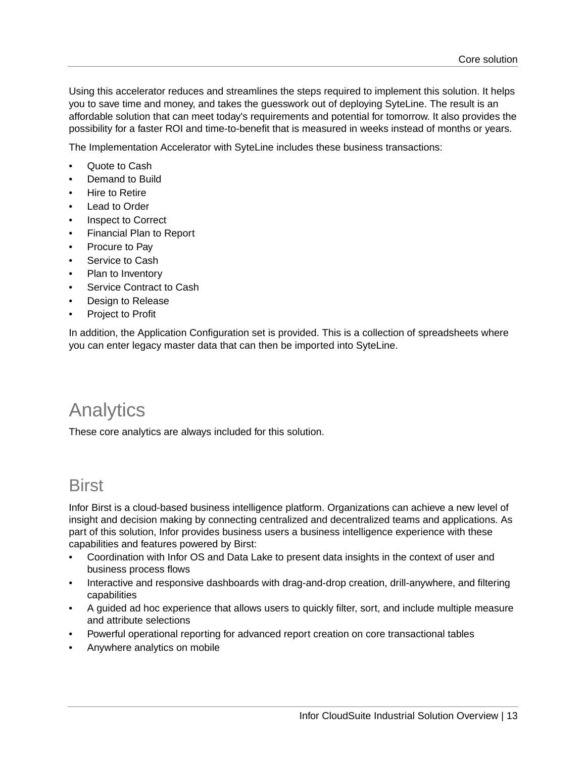Using this accelerator reduces and streamlines the steps required to implement this solution. It helps you to save time and money, and takes the guesswork out of deploying SyteLine. The result is an affordable solution that can meet today's requirements and potential for tomorrow. It also provides the possibility for a faster ROI and time-to-benefit that is measured in weeks instead of months or years.

The Implementation Accelerator with SyteLine includes these business transactions:

- Quote to Cash
- Demand to Build
- Hire to Retire
- Lead to Order
- Inspect to Correct
- Financial Plan to Report
- Procure to Pay
- Service to Cash
- Plan to Inventory
- Service Contract to Cash
- Design to Release
- Project to Profit

In addition, the Application Configuration set is provided. This is a collection of spreadsheets where you can enter legacy master data that can then be imported into SyteLine.

# Analytics

These core analytics are always included for this solution.

## Birst

Infor Birst is a cloud-based business intelligence platform. Organizations can achieve a new level of insight and decision making by connecting centralized and decentralized teams and applications. As part of this solution, Infor provides business users a business intelligence experience with these capabilities and features powered by Birst:

- Coordination with Infor OS and Data Lake to present data insights in the context of user and business process flows
- Interactive and responsive dashboards with drag-and-drop creation, drill-anywhere, and filtering capabilities
- A guided ad hoc experience that allows users to quickly filter, sort, and include multiple measure and attribute selections
- Powerful operational reporting for advanced report creation on core transactional tables
- Anywhere analytics on mobile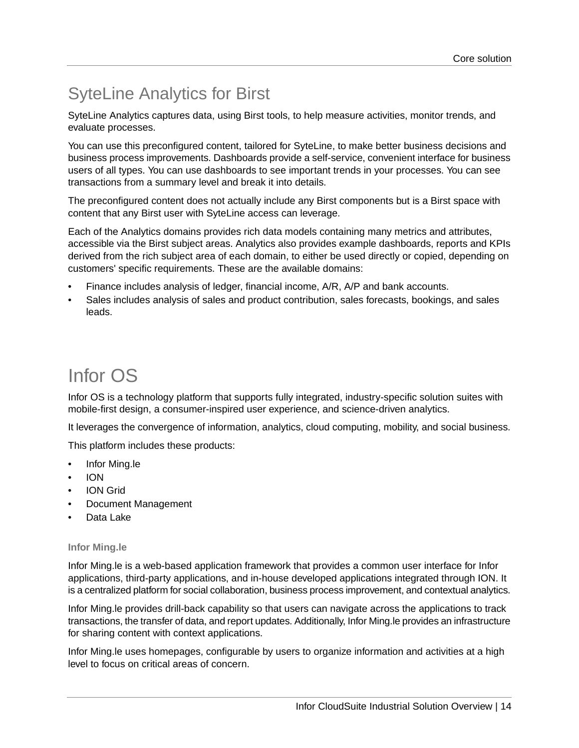## SyteLine Analytics for Birst

SyteLine Analytics captures data, using Birst tools, to help measure activities, monitor trends, and evaluate processes.

You can use this preconfigured content, tailored for SyteLine, to make better business decisions and business process improvements. Dashboards provide a self-service, convenient interface for business users of all types. You can use dashboards to see important trends in your processes. You can see transactions from a summary level and break it into details.

The preconfigured content does not actually include any Birst components but is a Birst space with content that any Birst user with SyteLine access can leverage.

Each of the Analytics domains provides rich data models containing many metrics and attributes, accessible via the Birst subject areas. Analytics also provides example dashboards, reports and KPIs derived from the rich subject area of each domain, to either be used directly or copied, depending on customers' specific requirements. These are the available domains:

- Finance includes analysis of ledger, financial income, A/R, A/P and bank accounts.
- Sales includes analysis of sales and product contribution, sales forecasts, bookings, and sales leads.

# Infor OS

Infor OS is a technology platform that supports fully integrated, industry-specific solution suites with mobile-first design, a consumer-inspired user experience, and science-driven analytics.

It leverages the convergence of information, analytics, cloud computing, mobility, and social business.

This platform includes these products:

- Infor Ming.le
- ION
- ION Grid
- Document Management
- Data Lake

#### Infor Ming.le

Infor Ming.le is a web-based application framework that provides a common user interface for Infor applications, third-party applications, and in-house developed applications integrated through ION. It is a centralized platform for social collaboration, business process improvement, and contextual analytics.

Infor Ming.le provides drill-back capability so that users can navigate across the applications to track transactions, the transfer of data, and report updates. Additionally, Infor Ming.le provides an infrastructure for sharing content with context applications.

Infor Ming.le uses homepages, configurable by users to organize information and activities at a high level to focus on critical areas of concern.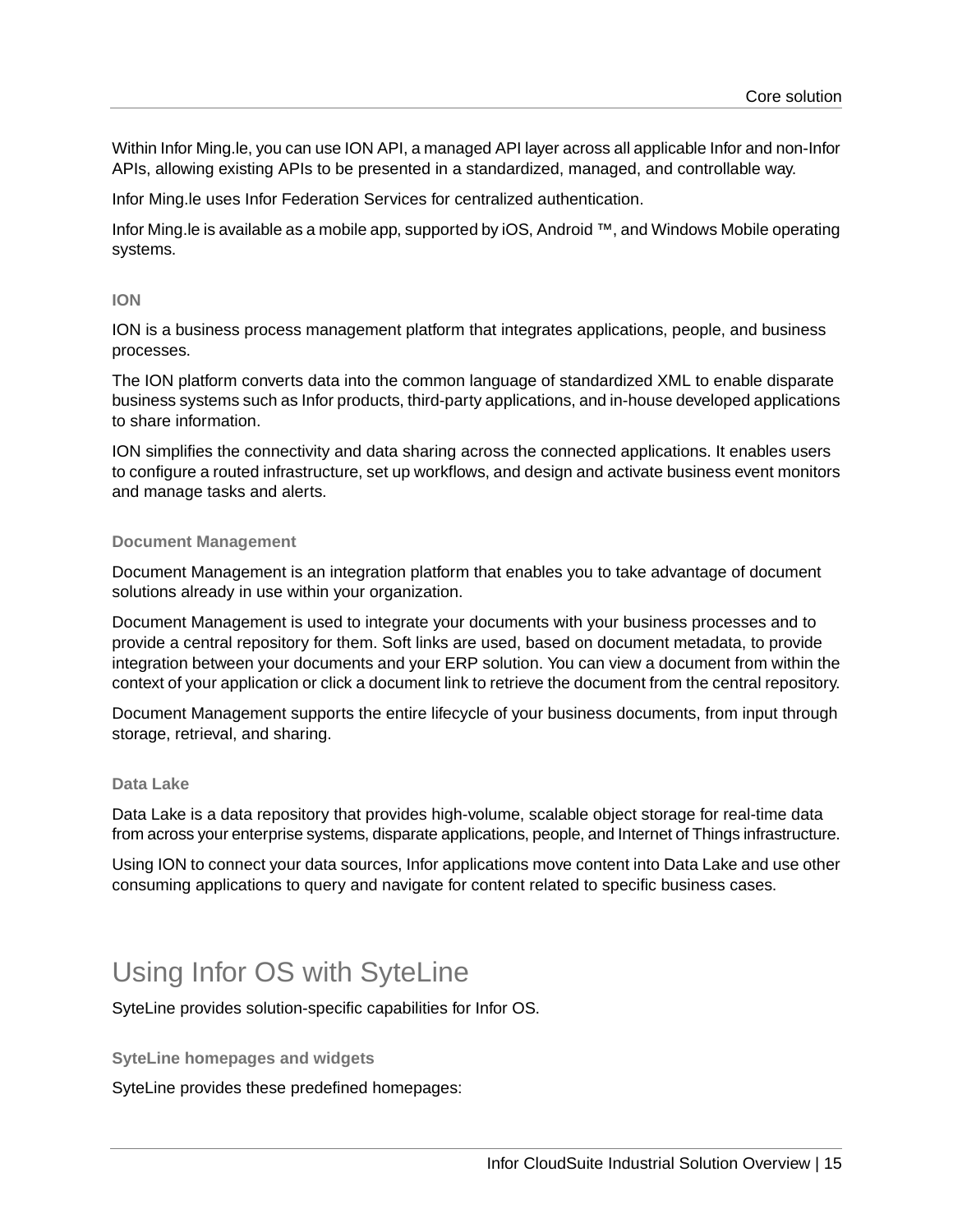Within Infor Ming.le, you can use ION API, a managed API layer across all applicable Infor and non-Infor APIs, allowing existing APIs to be presented in a standardized, managed, and controllable way.

Infor Ming.le uses Infor Federation Services for centralized authentication.

Infor Ming.le is available as a mobile app, supported by iOS, Android ™, and Windows Mobile operating systems.

#### ION

ION is a business process management platform that integrates applications, people, and business processes.

The ION platform converts data into the common language of standardized XML to enable disparate business systems such as Infor products, third-party applications, and in-house developed applications to share information.

ION simplifies the connectivity and data sharing across the connected applications. It enables users to configure a routed infrastructure, set up workflows, and design and activate business event monitors and manage tasks and alerts.

#### Document Management

Document Management is an integration platform that enables you to take advantage of document solutions already in use within your organization.

Document Management is used to integrate your documents with your business processes and to provide a central repository for them. Soft links are used, based on document metadata, to provide integration between your documents and your ERP solution. You can view a document from within the context of your application or click a document link to retrieve the document from the central repository.

Document Management supports the entire lifecycle of your business documents, from input through storage, retrieval, and sharing.

#### Data Lake

Data Lake is a data repository that provides high-volume, scalable object storage for real-time data from across your enterprise systems, disparate applications, people, and Internet of Things infrastructure.

Using ION to connect your data sources, Infor applications move content into Data Lake and use other consuming applications to query and navigate for content related to specific business cases.

## Using Infor OS with SyteLine

SyteLine provides solution-specific capabilities for Infor OS.

#### SyteLine homepages and widgets

SyteLine provides these predefined homepages: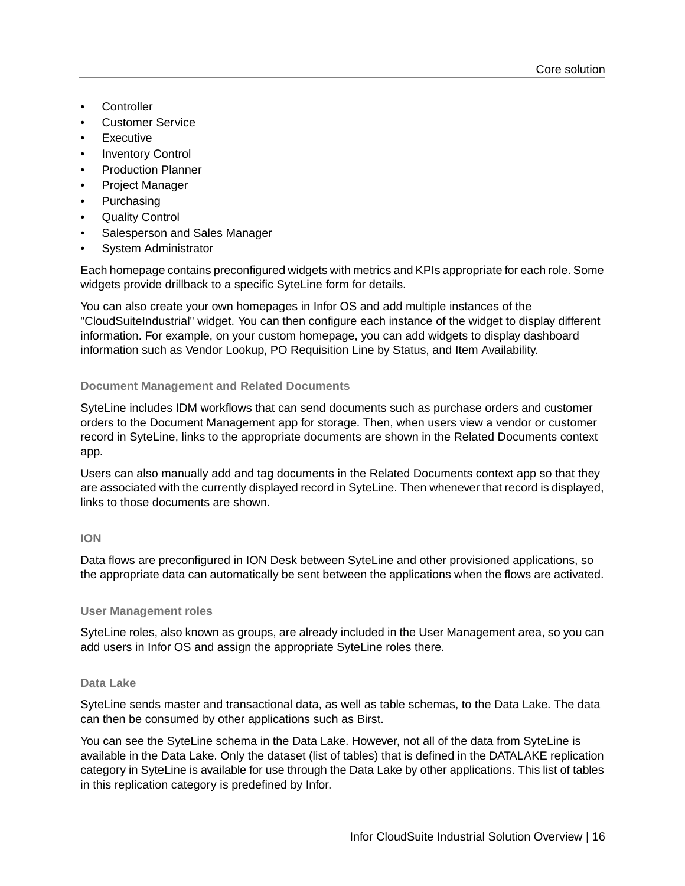- Controller
- Customer Service
- Executive
- Inventory Control
- Production Planner
- Project Manager
- Purchasing
- Quality Control
- Salesperson and Sales Manager
- System Administrator

Each homepage contains preconfigured widgets with metrics and KPIs appropriate for each role. Some widgets provide drillback to a specific SyteLine form for details.

You can also create your own homepages in Infor OS and add multiple instances of the "CloudSuiteIndustrial" widget. You can then configure each instance of the widget to display different information. For example, on your custom homepage, you can add widgets to display dashboard information such as Vendor Lookup, PO Requisition Line by Status, and Item Availability.

#### Document Management and Related Documents

SyteLine includes IDM workflows that can send documents such as purchase orders and customer orders to the Document Management app for storage. Then, when users view a vendor or customer record in SyteLine, links to the appropriate documents are shown in the Related Documents context app.

Users can also manually add and tag documents in the Related Documents context app so that they are associated with the currently displayed record in SyteLine. Then whenever that record is displayed, links to those documents are shown.

#### ION

Data flows are preconfigured in ION Desk between SyteLine and other provisioned applications, so the appropriate data can automatically be sent between the applications when the flows are activated.

#### User Management roles

SyteLine roles, also known as groups, are already included in the User Management area, so you can add users in Infor OS and assign the appropriate SyteLine roles there.

#### Data Lake

SyteLine sends master and transactional data, as well as table schemas, to the Data Lake. The data can then be consumed by other applications such as Birst.

You can see the SyteLine schema in the Data Lake. However, not all of the data from SyteLine is available in the Data Lake. Only the dataset (list of tables) that is defined in the DATALAKE replication category in SyteLine is available for use through the Data Lake by other applications. This list of tables in this replication category is predefined by Infor.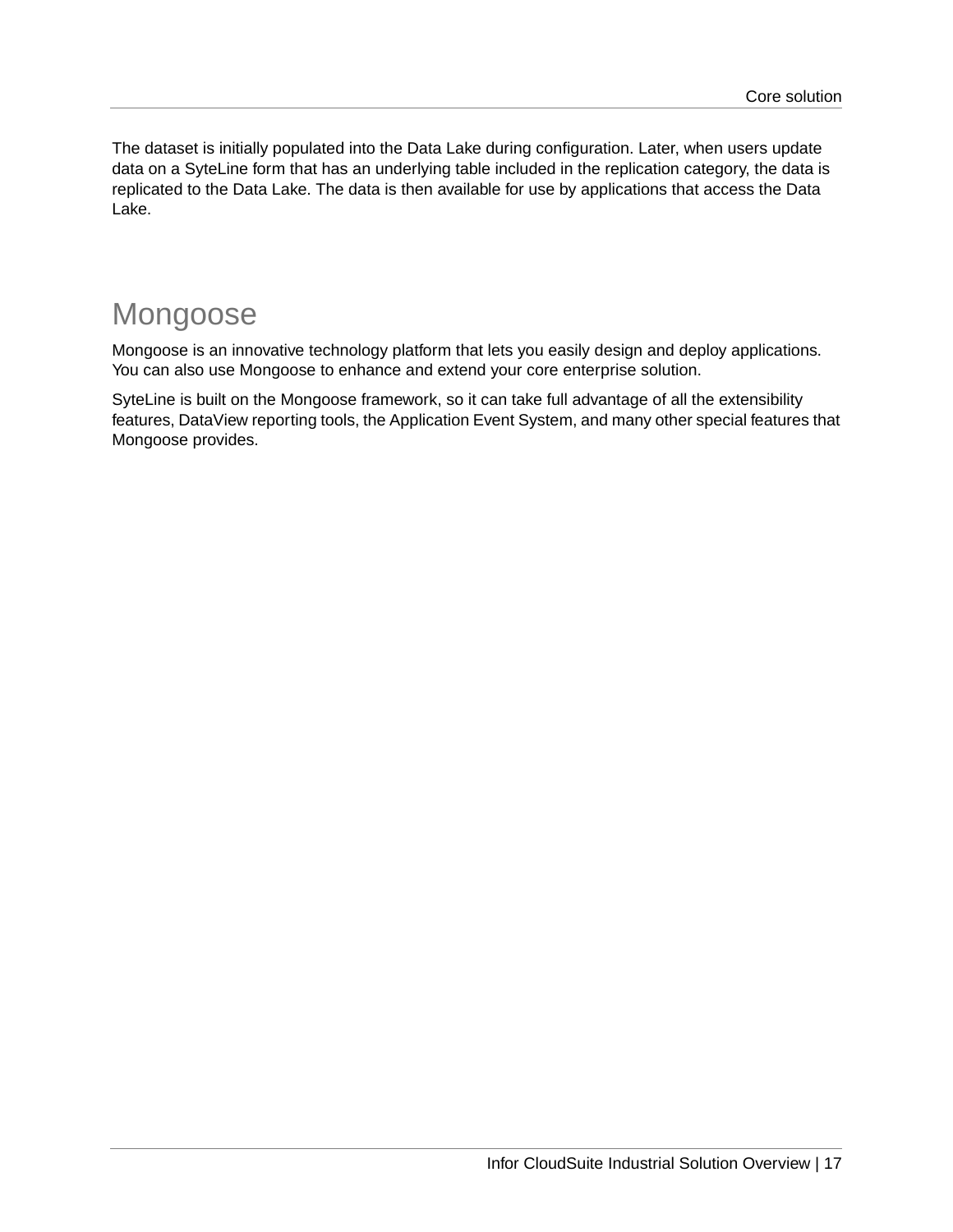The dataset is initially populated into the Data Lake during configuration. Later, when users update data on a SyteLine form that has an underlying table included in the replication category, the data is replicated to the Data Lake. The data is then available for use by applications that access the Data Lake.

## Mongoose

Mongoose is an innovative technology platform that lets you easily design and deploy applications. You can also use Mongoose to enhance and extend your core enterprise solution.

SyteLine is built on the Mongoose framework, so it can take full advantage of all the extensibility features, DataView reporting tools, the Application Event System, and many other special features that Mongoose provides.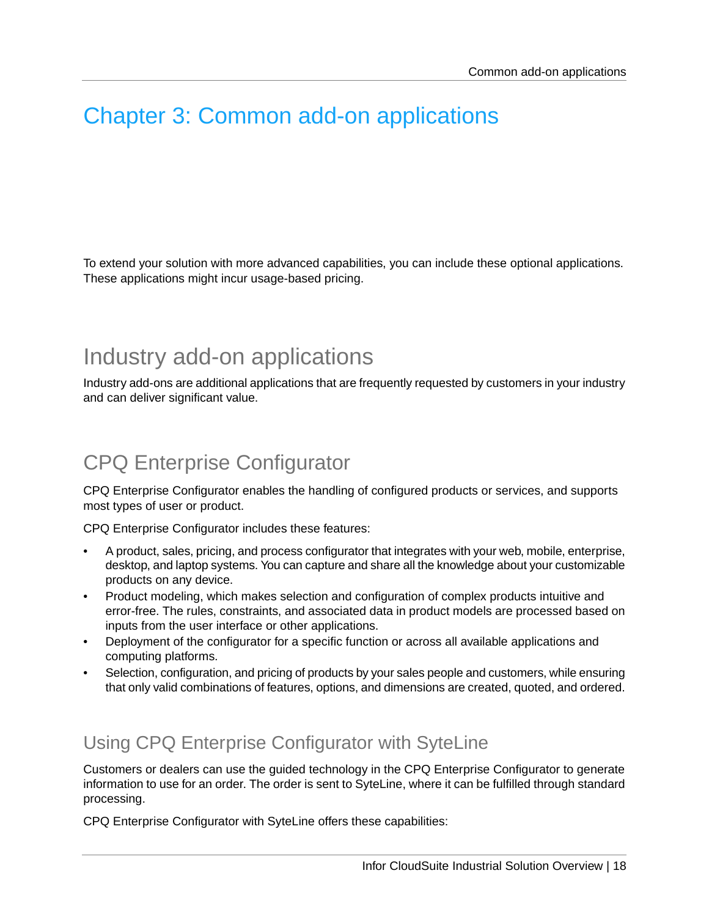# Chapter 3: Common add-on applications

To extend your solution with more advanced capabilities, you can include these optional applications. These applications might incur usage-based pricing.

## Industry add-on applications

Industry add-ons are additional applications that are frequently requested by customers in your industry and can deliver significant value.

## CPQ Enterprise Configurator

CPQ Enterprise Configurator enables the handling of configured products or services, and supports most types of user or product.

CPQ Enterprise Configurator includes these features:

- A product, sales, pricing, and process configurator that integrates with your web, mobile, enterprise, desktop, and laptop systems. You can capture and share all the knowledge about your customizable products on any device.
- Product modeling, which makes selection and configuration of complex products intuitive and error-free. The rules, constraints, and associated data in product models are processed based on inputs from the user interface or other applications.
- Deployment of the configurator for a specific function or across all available applications and computing platforms.
- Selection, configuration, and pricing of products by your sales people and customers, while ensuring that only valid combinations of features, options, and dimensions are created, quoted, and ordered.

### Using CPQ Enterprise Configurator with SyteLine

Customers or dealers can use the guided technology in the CPQ Enterprise Configurator to generate information to use for an order. The order is sent to SyteLine, where it can be fulfilled through standard processing.

CPQ Enterprise Configurator with SyteLine offers these capabilities: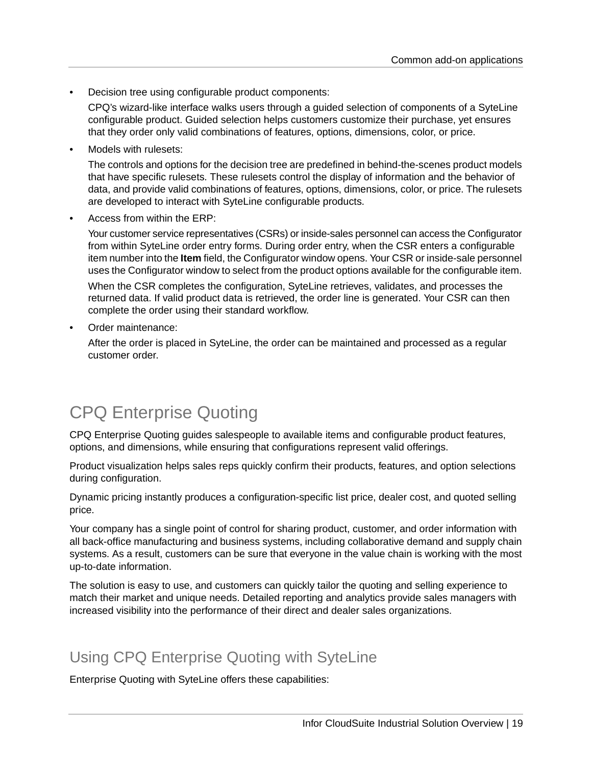- Decision tree using configurable product components:

  CPQ's wizard-like interface walks users through a guided selection of components of a SyteLine configurable product. Guided selection helps customers customize their purchase, yet ensures that they order only valid combinations of features, options, dimensions, color, or price.

- Models with rulesets:

  The controls and options for the decision tree are predefined in behind-the-scenes product models that have specific rulesets. These rulesets control the display of information and the behavior of data, and provide valid combinations of features, options, dimensions, color, or price. The rulesets are developed to interact with SyteLine configurable products.

- Access from within the ERP:

  Your customer service representatives (CSRs) or inside-sales personnel can access the Configurator from within SyteLine order entry forms. During order entry, when the CSR enters a configurable item number into the **Item** field, the Configurator window opens. Your CSR or inside-sale personnel uses the Configurator window to select from the product options available for the configurable item.

  When the CSR completes the configuration, SyteLine retrieves, validates, and processes the returned data. If valid product data is retrieved, the order line is generated. Your CSR can then complete the order using their standard workflow.

- Order maintenance:

  After the order is placed in SyteLine, the order can be maintained and processed as a regular customer order.

# CPQ Enterprise Quoting

CPQ Enterprise Quoting guides salespeople to available items and configurable product features, options, and dimensions, while ensuring that configurations represent valid offerings.

Product visualization helps sales reps quickly confirm their products, features, and option selections during configuration.

Dynamic pricing instantly produces a configuration-specific list price, dealer cost, and quoted selling price.

Your company has a single point of control for sharing product, customer, and order information with all back-office manufacturing and business systems, including collaborative demand and supply chain systems. As a result, customers can be sure that everyone in the value chain is working with the most up-to-date information.

The solution is easy to use, and customers can quickly tailor the quoting and selling experience to match their market and unique needs. Detailed reporting and analytics provide sales managers with increased visibility into the performance of their direct and dealer sales organizations.

## Using CPQ Enterprise Quoting with SyteLine

Enterprise Quoting with SyteLine offers these capabilities: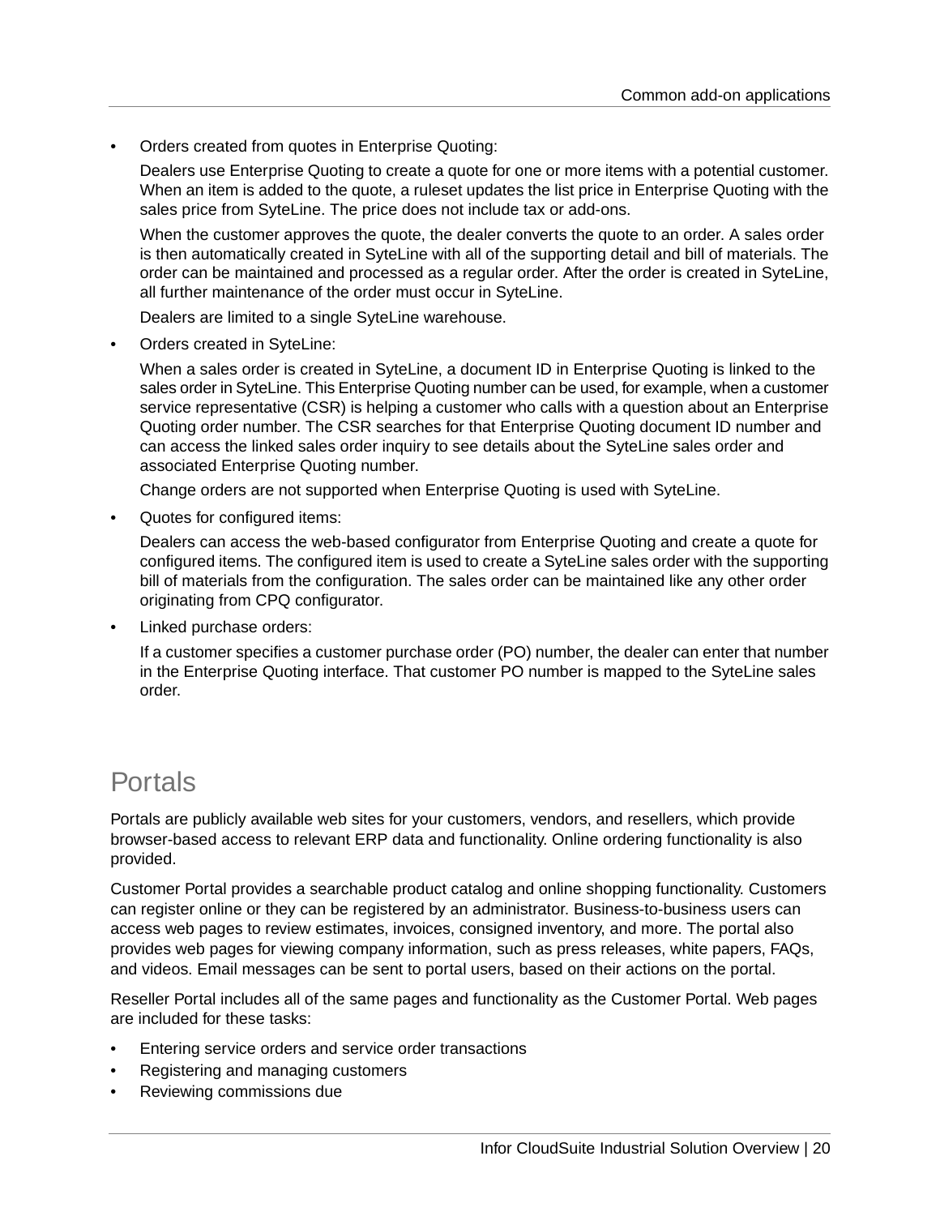- Orders created from quotes in Enterprise Quoting:

  Dealers use Enterprise Quoting to create a quote for one or more items with a potential customer. When an item is added to the quote, a ruleset updates the list price in Enterprise Quoting with the sales price from SyteLine. The price does not include tax or add-ons.

  When the customer approves the quote, the dealer converts the quote to an order. A sales order is then automatically created in SyteLine with all of the supporting detail and bill of materials. The order can be maintained and processed as a regular order. After the order is created in SyteLine, all further maintenance of the order must occur in SyteLine.

  Dealers are limited to a single SyteLine warehouse.

- Orders created in SyteLine:

  When a sales order is created in SyteLine, a document ID in Enterprise Quoting is linked to the sales order in SyteLine. This Enterprise Quoting number can be used, for example, when a customer service representative (CSR) is helping a customer who calls with a question about an Enterprise Quoting order number. The CSR searches for that Enterprise Quoting document ID number and can access the linked sales order inquiry to see details about the SyteLine sales order and associated Enterprise Quoting number.

  Change orders are not supported when Enterprise Quoting is used with SyteLine.

- Quotes for configured items:

  Dealers can access the web-based configurator from Enterprise Quoting and create a quote for configured items. The configured item is used to create a SyteLine sales order with the supporting bill of materials from the configuration. The sales order can be maintained like any other order originating from CPQ configurator.

- Linked purchase orders:

  If a customer specifies a customer purchase order (PO) number, the dealer can enter that number in the Enterprise Quoting interface. That customer PO number is mapped to the SyteLine sales order.

## Portals

Portals are publicly available web sites for your customers, vendors, and resellers, which provide browser-based access to relevant ERP data and functionality. Online ordering functionality is also provided.

Customer Portal provides a searchable product catalog and online shopping functionality. Customers can register online or they can be registered by an administrator. Business-to-business users can access web pages to review estimates, invoices, consigned inventory, and more. The portal also provides web pages for viewing company information, such as press releases, white papers, FAQs, and videos. Email messages can be sent to portal users, based on their actions on the portal.

Reseller Portal includes all of the same pages and functionality as the Customer Portal. Web pages are included for these tasks:

- Entering service orders and service order transactions
- Registering and managing customers
- Reviewing commissions due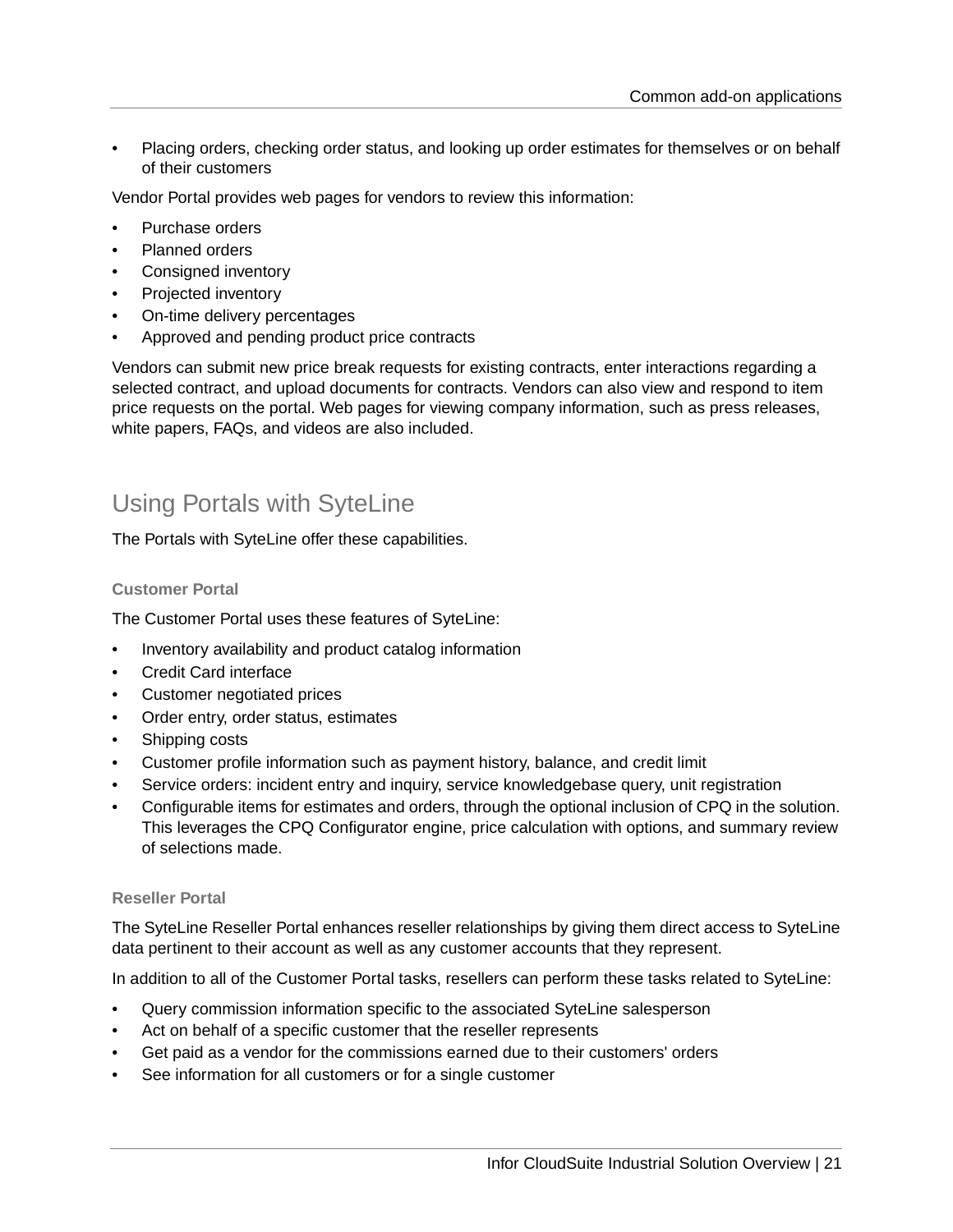- Placing orders, checking order status, and looking up order estimates for themselves or on behalf of their customers

Vendor Portal provides web pages for vendors to review this information:

- Purchase orders
- Planned orders
- Consigned inventory
- Projected inventory
- On-time delivery percentages
- Approved and pending product price contracts

Vendors can submit new price break requests for existing contracts, enter interactions regarding a selected contract, and upload documents for contracts. Vendors can also view and respond to item price requests on the portal. Web pages for viewing company information, such as press releases, white papers, FAQs, and videos are also included.

## Using Portals with SyteLine

The Portals with SyteLine offer these capabilities.

### Customer Portal

The Customer Portal uses these features of SyteLine:

- Inventory availability and product catalog information
- Credit Card interface
- Customer negotiated prices
- Order entry, order status, estimates
- Shipping costs
- Customer profile information such as payment history, balance, and credit limit
- Service orders: incident entry and inquiry, service knowledgebase query, unit registration
- Configurable items for estimates and orders, through the optional inclusion of CPQ in the solution. This leverages the CPQ Configurator engine, price calculation with options, and summary review of selections made.

### Reseller Portal

The SyteLine Reseller Portal enhances reseller relationships by giving them direct access to SyteLine data pertinent to their account as well as any customer accounts that they represent.

In addition to all of the Customer Portal tasks, resellers can perform these tasks related to SyteLine:

- Query commission information specific to the associated SyteLine salesperson
- Act on behalf of a specific customer that the reseller represents
- Get paid as a vendor for the commissions earned due to their customers' orders
- See information for all customers or for a single customer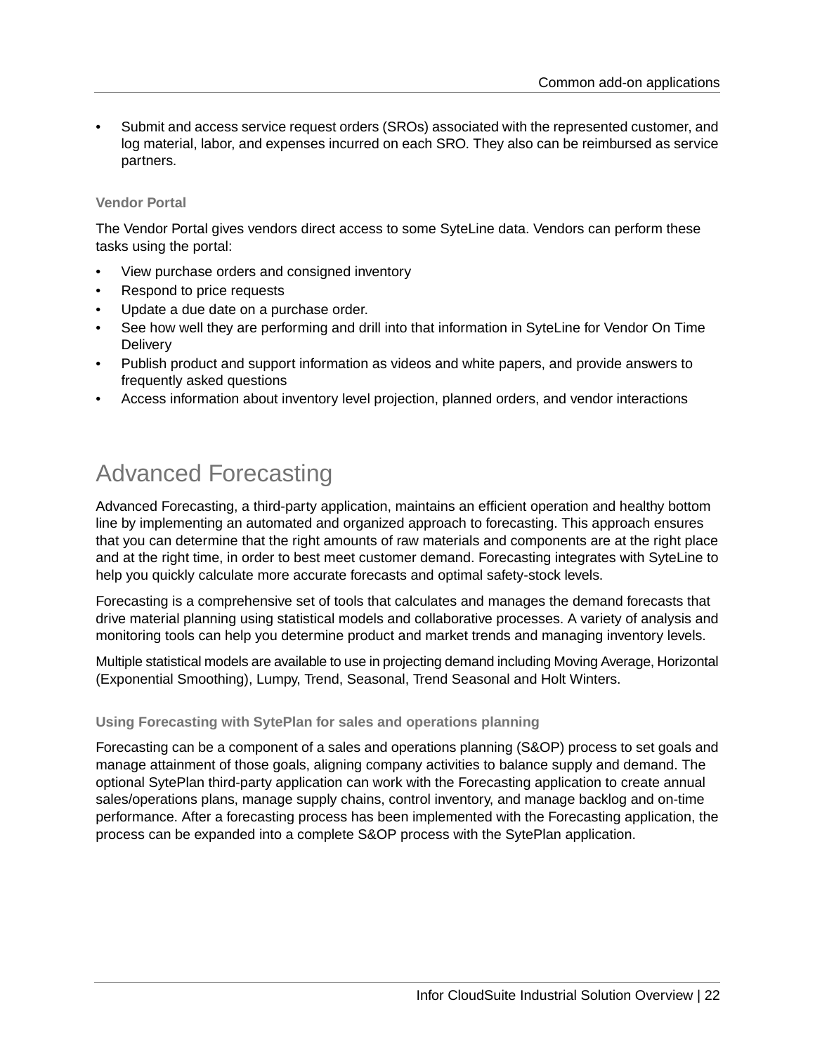- Submit and access service request orders (SROs) associated with the represented customer, and log material, labor, and expenses incurred on each SRO. They also can be reimbursed as service partners.

### Vendor Portal

The Vendor Portal gives vendors direct access to some SyteLine data. Vendors can perform these tasks using the portal:

- View purchase orders and consigned inventory
- Respond to price requests
- Update a due date on a purchase order.
- See how well they are performing and drill into that information in SyteLine for Vendor On Time Delivery
- Publish product and support information as videos and white papers, and provide answers to frequently asked questions
- Access information about inventory level projection, planned orders, and vendor interactions

## Advanced Forecasting

Advanced Forecasting, a third-party application, maintains an efficient operation and healthy bottom line by implementing an automated and organized approach to forecasting. This approach ensures that you can determine that the right amounts of raw materials and components are at the right place and at the right time, in order to best meet customer demand. Forecasting integrates with SyteLine to help you quickly calculate more accurate forecasts and optimal safety-stock levels.

Forecasting is a comprehensive set of tools that calculates and manages the demand forecasts that drive material planning using statistical models and collaborative processes. A variety of analysis and monitoring tools can help you determine product and market trends and managing inventory levels.

Multiple statistical models are available to use in projecting demand including Moving Average, Horizontal (Exponential Smoothing), Lumpy, Trend, Seasonal, Trend Seasonal and Holt Winters.

### Using Forecasting with SytePlan for sales and operations planning

Forecasting can be a component of a sales and operations planning (S&OP) process to set goals and manage attainment of those goals, aligning company activities to balance supply and demand. The optional SytePlan third-party application can work with the Forecasting application to create annual sales/operations plans, manage supply chains, control inventory, and manage backlog and on-time performance. After a forecasting process has been implemented with the Forecasting application, the process can be expanded into a complete S&OP process with the SytePlan application.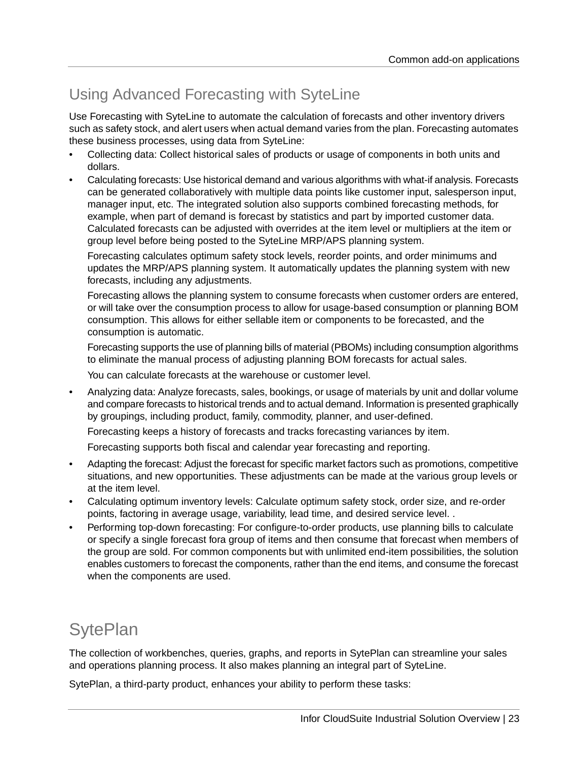## Using Advanced Forecasting with SyteLine

Use Forecasting with SyteLine to automate the calculation of forecasts and other inventory drivers such as safety stock, and alert users when actual demand varies from the plan. Forecasting automates these business processes, using data from SyteLine:

- Collecting data: Collect historical sales of products or usage of components in both units and dollars.
- Calculating forecasts: Use historical demand and various algorithms with what-if analysis. Forecasts can be generated collaboratively with multiple data points like customer input, salesperson input, manager input, etc. The integrated solution also supports combined forecasting methods, for example, when part of demand is forecast by statistics and part by imported customer data. Calculated forecasts can be adjusted with overrides at the item level or multipliers at the item or group level before being posted to the SyteLine MRP/APS planning system.

  Forecasting calculates optimum safety stock levels, reorder points, and order minimums and updates the MRP/APS planning system. It automatically updates the planning system with new forecasts, including any adjustments.

  Forecasting allows the planning system to consume forecasts when customer orders are entered, or will take over the consumption process to allow for usage-based consumption or planning BOM consumption. This allows for either sellable item or components to be forecasted, and the consumption is automatic.

  Forecasting supports the use of planning bills of material (PBOMs) including consumption algorithms to eliminate the manual process of adjusting planning BOM forecasts for actual sales.

  You can calculate forecasts at the warehouse or customer level.

- Analyzing data: Analyze forecasts, sales, bookings, or usage of materials by unit and dollar volume and compare forecasts to historical trends and to actual demand. Information is presented graphically by groupings, including product, family, commodity, planner, and user-defined.

  Forecasting keeps a history of forecasts and tracks forecasting variances by item.

  Forecasting supports both fiscal and calendar year forecasting and reporting.

- Adapting the forecast: Adjust the forecast for specific market factors such as promotions, competitive situations, and new opportunities. These adjustments can be made at the various group levels or at the item level.
- Calculating optimum inventory levels: Calculate optimum safety stock, order size, and re-order points, factoring in average usage, variability, lead time, and desired service level. .
- Performing top-down forecasting: For configure-to-order products, use planning bills to calculate or specify a single forecast fora group of items and then consume that forecast when members of the group are sold. For common components but with unlimited end-item possibilities, the solution enables customers to forecast the components, rather than the end items, and consume the forecast when the components are used.

## SytePlan

The collection of workbenches, queries, graphs, and reports in SytePlan can streamline your sales and operations planning process. It also makes planning an integral part of SyteLine.

SytePlan, a third-party product, enhances your ability to perform these tasks: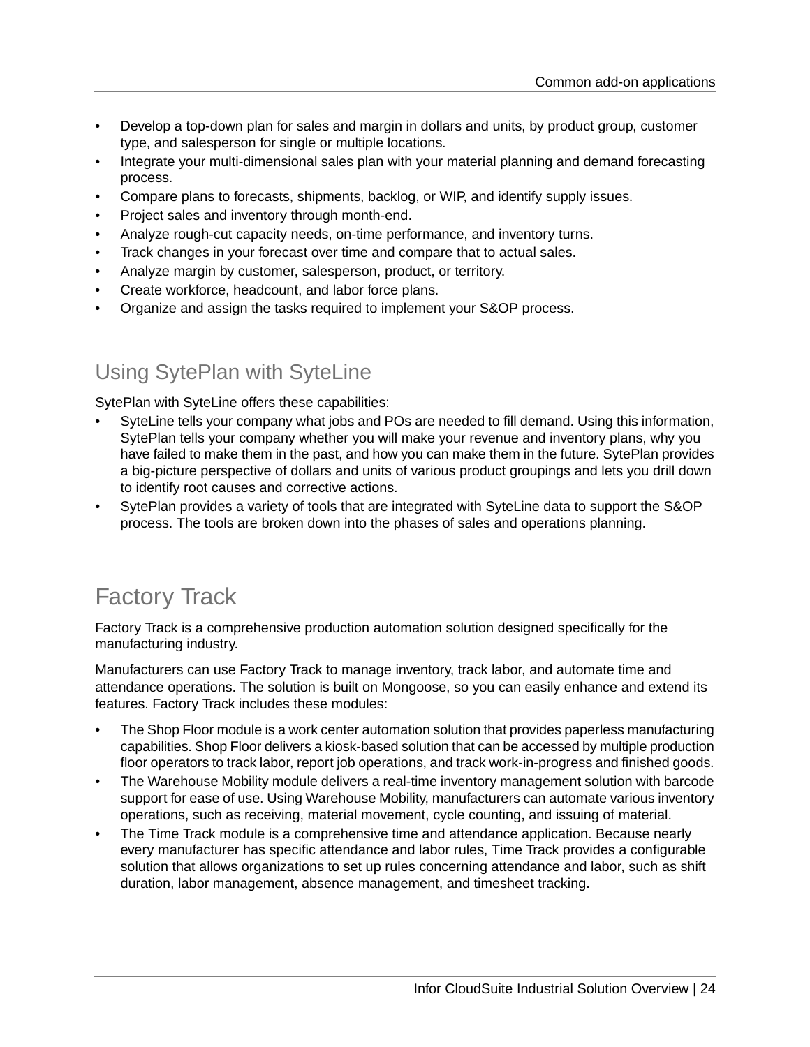- Develop a top-down plan for sales and margin in dollars and units, by product group, customer type, and salesperson for single or multiple locations.
- Integrate your multi-dimensional sales plan with your material planning and demand forecasting process.
- Compare plans to forecasts, shipments, backlog, or WIP, and identify supply issues.
- Project sales and inventory through month-end.
- Analyze rough-cut capacity needs, on-time performance, and inventory turns.
- Track changes in your forecast over time and compare that to actual sales.
- Analyze margin by customer, salesperson, product, or territory.
- Create workforce, headcount, and labor force plans.
- Organize and assign the tasks required to implement your S&OP process.

## Using SytePlan with SyteLine

SytePlan with SyteLine offers these capabilities:

- SyteLine tells your company what jobs and POs are needed to fill demand. Using this information, SytePlan tells your company whether you will make your revenue and inventory plans, why you have failed to make them in the past, and how you can make them in the future. SytePlan provides a big-picture perspective of dollars and units of various product groupings and lets you drill down to identify root causes and corrective actions.
- SytePlan provides a variety of tools that are integrated with SyteLine data to support the S&OP process. The tools are broken down into the phases of sales and operations planning.

# Factory Track

Factory Track is a comprehensive production automation solution designed specifically for the manufacturing industry.

Manufacturers can use Factory Track to manage inventory, track labor, and automate time and attendance operations. The solution is built on Mongoose, so you can easily enhance and extend its features. Factory Track includes these modules:

- The Shop Floor module is a work center automation solution that provides paperless manufacturing capabilities. Shop Floor delivers a kiosk-based solution that can be accessed by multiple production floor operators to track labor, report job operations, and track work-in-progress and finished goods.
- The Warehouse Mobility module delivers a real-time inventory management solution with barcode support for ease of use. Using Warehouse Mobility, manufacturers can automate various inventory operations, such as receiving, material movement, cycle counting, and issuing of material.
- The Time Track module is a comprehensive time and attendance application. Because nearly every manufacturer has specific attendance and labor rules, Time Track provides a configurable solution that allows organizations to set up rules concerning attendance and labor, such as shift duration, labor management, absence management, and timesheet tracking.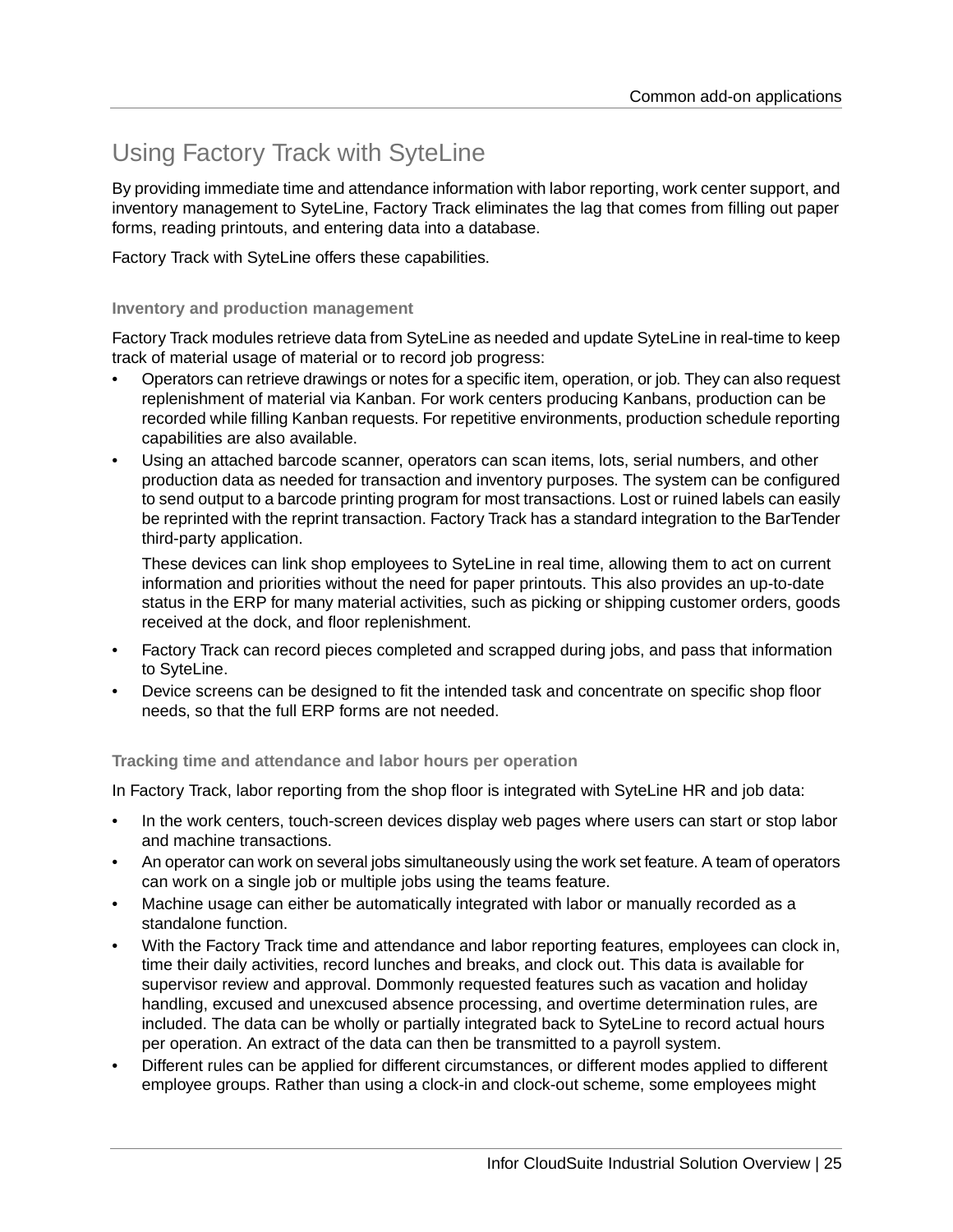## Using Factory Track with SyteLine

By providing immediate time and attendance information with labor reporting, work center support, and inventory management to SyteLine, Factory Track eliminates the lag that comes from filling out paper forms, reading printouts, and entering data into a database.

Factory Track with SyteLine offers these capabilities.

#### Inventory and production management

Factory Track modules retrieve data from SyteLine as needed and update SyteLine in real-time to keep track of material usage of material or to record job progress:

- Operators can retrieve drawings or notes for a specific item, operation, or job. They can also request replenishment of material via Kanban. For work centers producing Kanbans, production can be recorded while filling Kanban requests. For repetitive environments, production schedule reporting capabilities are also available.
- Using an attached barcode scanner, operators can scan items, lots, serial numbers, and other production data as needed for transaction and inventory purposes. The system can be configured to send output to a barcode printing program for most transactions. Lost or ruined labels can easily be reprinted with the reprint transaction. Factory Track has a standard integration to the BarTender third-party application.

  These devices can link shop employees to SyteLine in real time, allowing them to act on current information and priorities without the need for paper printouts. This also provides an up-to-date status in the ERP for many material activities, such as picking or shipping customer orders, goods received at the dock, and floor replenishment.
- Factory Track can record pieces completed and scrapped during jobs, and pass that information to SyteLine.
- Device screens can be designed to fit the intended task and concentrate on specific shop floor needs, so that the full ERP forms are not needed.

#### Tracking time and attendance and labor hours per operation

In Factory Track, labor reporting from the shop floor is integrated with SyteLine HR and job data:

- In the work centers, touch-screen devices display web pages where users can start or stop labor and machine transactions.
- An operator can work on several jobs simultaneously using the work set feature. A team of operators can work on a single job or multiple jobs using the teams feature.
- Machine usage can either be automatically integrated with labor or manually recorded as a standalone function.
- With the Factory Track time and attendance and labor reporting features, employees can clock in, time their daily activities, record lunches and breaks, and clock out. This data is available for supervisor review and approval. Dommonly requested features such as vacation and holiday handling, excused and unexcused absence processing, and overtime determination rules, are included. The data can be wholly or partially integrated back to SyteLine to record actual hours per operation. An extract of the data can then be transmitted to a payroll system.
- Different rules can be applied for different circumstances, or different modes applied to different employee groups. Rather than using a clock-in and clock-out scheme, some employees might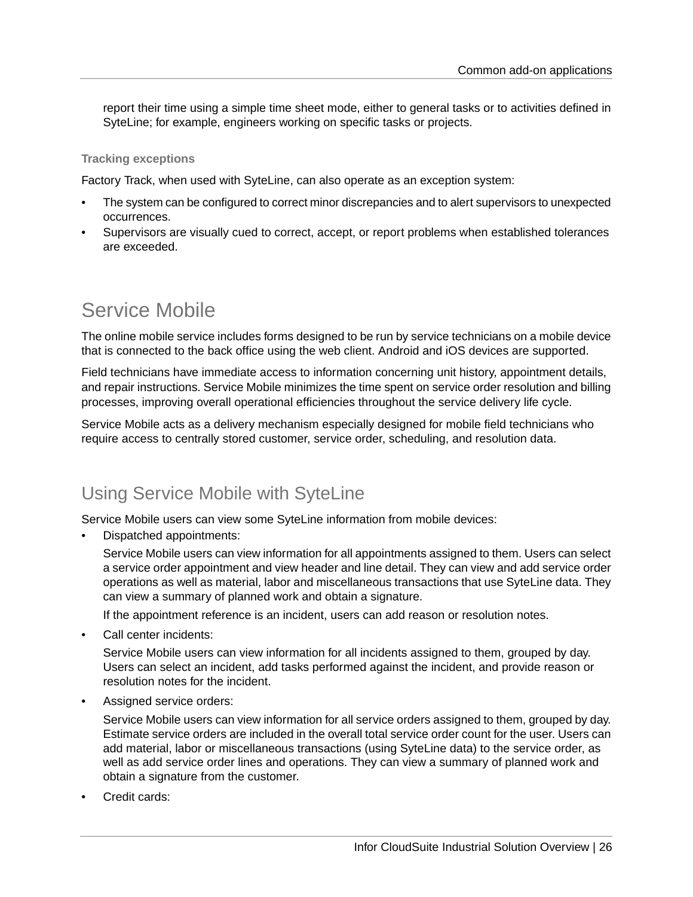report their time using a simple time sheet mode, either to general tasks or to activities defined in SyteLine; for example, engineers working on specific tasks or projects.

#### Tracking exceptions

Factory Track, when used with SyteLine, can also operate as an exception system:

- The system can be configured to correct minor discrepancies and to alert supervisors to unexpected occurrences.
- Supervisors are visually cued to correct, accept, or report problems when established tolerances are exceeded.

## Service Mobile

The online mobile service includes forms designed to be run by service technicians on a mobile device that is connected to the back office using the web client. Android and iOS devices are supported.

Field technicians have immediate access to information concerning unit history, appointment details, and repair instructions. Service Mobile minimizes the time spent on service order resolution and billing processes, improving overall operational efficiencies throughout the service delivery life cycle.

Service Mobile acts as a delivery mechanism especially designed for mobile field technicians who require access to centrally stored customer, service order, scheduling, and resolution data.

### Using Service Mobile with SyteLine

Service Mobile users can view some SyteLine information from mobile devices:

- Dispatched appointments:

  Service Mobile users can view information for all appointments assigned to them. Users can select a service order appointment and view header and line detail. They can view and add service order operations as well as material, labor and miscellaneous transactions that use SyteLine data. They can view a summary of planned work and obtain a signature.

  If the appointment reference is an incident, users can add reason or resolution notes.

- Call center incidents:

  Service Mobile users can view information for all incidents assigned to them, grouped by day. Users can select an incident, add tasks performed against the incident, and provide reason or resolution notes for the incident.

- Assigned service orders:

  Service Mobile users can view information for all service orders assigned to them, grouped by day. Estimate service orders are included in the overall total service order count for the user. Users can add material, labor or miscellaneous transactions (using SyteLine data) to the service order, as well as add service order lines and operations. They can view a summary of planned work and obtain a signature from the customer.

- Credit cards: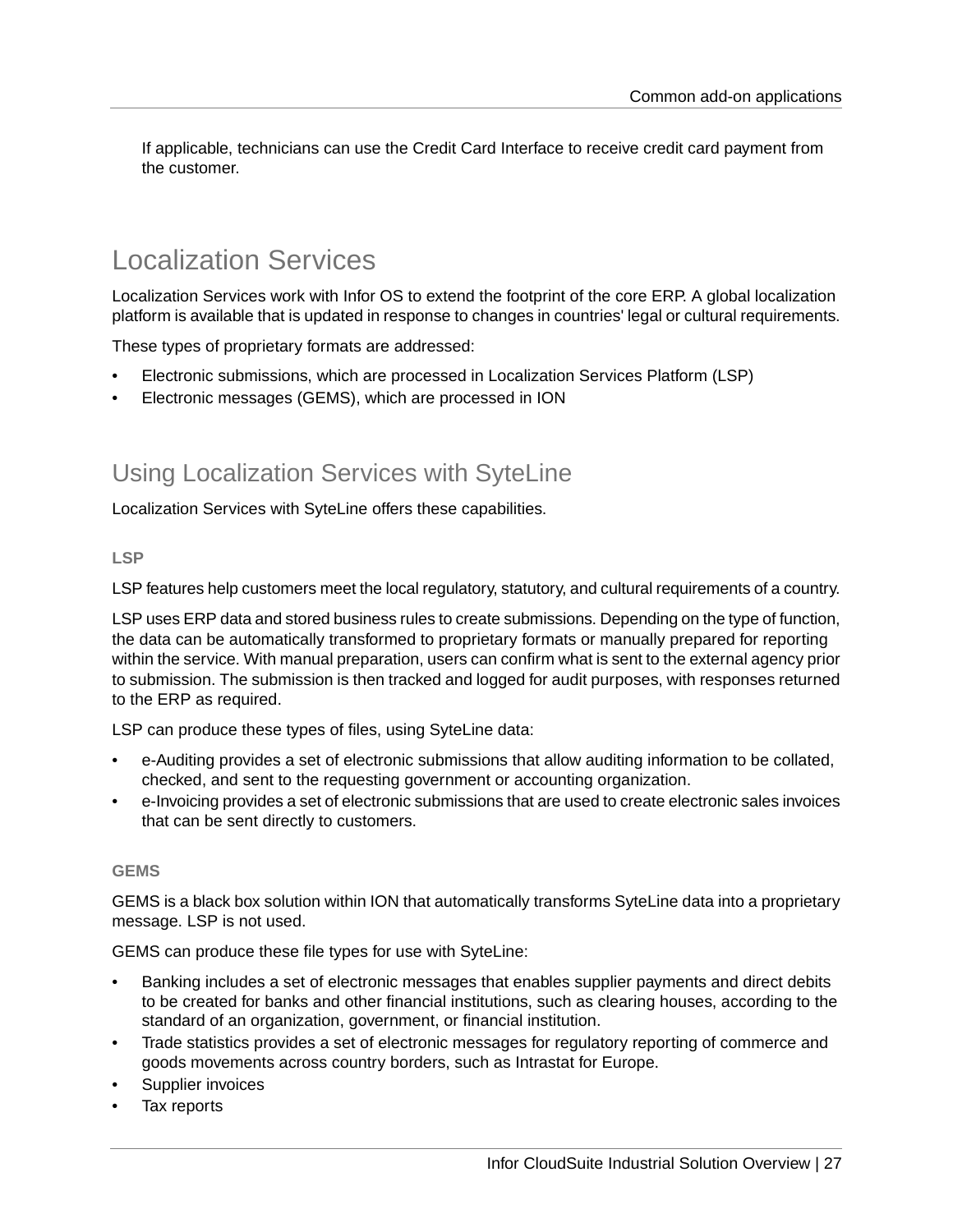If applicable, technicians can use the Credit Card Interface to receive credit card payment from the customer.

## Localization Services

Localization Services work with Infor OS to extend the footprint of the core ERP. A global localization platform is available that is updated in response to changes in countries' legal or cultural requirements.

These types of proprietary formats are addressed:

- Electronic submissions, which are processed in Localization Services Platform (LSP)
- Electronic messages (GEMS), which are processed in ION

### Using Localization Services with SyteLine

Localization Services with SyteLine offers these capabilities.

#### LSP

LSP features help customers meet the local regulatory, statutory, and cultural requirements of a country.

LSP uses ERP data and stored business rules to create submissions. Depending on the type of function, the data can be automatically transformed to proprietary formats or manually prepared for reporting within the service. With manual preparation, users can confirm what is sent to the external agency prior to submission. The submission is then tracked and logged for audit purposes, with responses returned to the ERP as required.

LSP can produce these types of files, using SyteLine data:

- e-Auditing provides a set of electronic submissions that allow auditing information to be collated, checked, and sent to the requesting government or accounting organization.
- e-Invoicing provides a set of electronic submissions that are used to create electronic sales invoices that can be sent directly to customers.

#### GEMS

GEMS is a black box solution within ION that automatically transforms SyteLine data into a proprietary message. LSP is not used.

GEMS can produce these file types for use with SyteLine:

- Banking includes a set of electronic messages that enables supplier payments and direct debits to be created for banks and other financial institutions, such as clearing houses, according to the standard of an organization, government, or financial institution.
- Trade statistics provides a set of electronic messages for regulatory reporting of commerce and goods movements across country borders, such as Intrastat for Europe.
- Supplier invoices
- Tax reports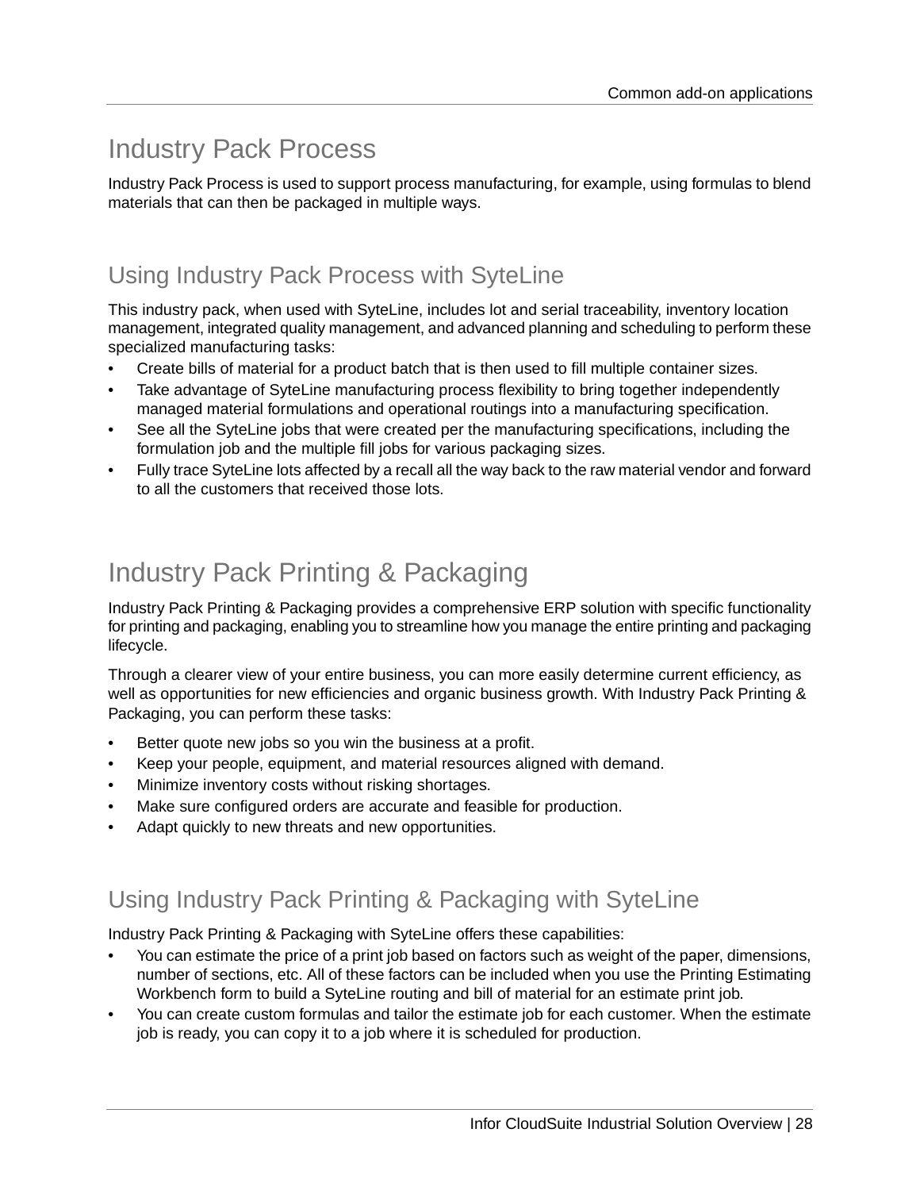# Industry Pack Process

Industry Pack Process is used to support process manufacturing, for example, using formulas to blend materials that can then be packaged in multiple ways.

## Using Industry Pack Process with SyteLine

This industry pack, when used with SyteLine, includes lot and serial traceability, inventory location management, integrated quality management, and advanced planning and scheduling to perform these specialized manufacturing tasks:

- Create bills of material for a product batch that is then used to fill multiple container sizes.
- Take advantage of SyteLine manufacturing process flexibility to bring together independently managed material formulations and operational routings into a manufacturing specification.
- See all the SyteLine jobs that were created per the manufacturing specifications, including the formulation job and the multiple fill jobs for various packaging sizes.
- Fully trace SyteLine lots affected by a recall all the way back to the raw material vendor and forward to all the customers that received those lots.

# Industry Pack Printing & Packaging

Industry Pack Printing & Packaging provides a comprehensive ERP solution with specific functionality for printing and packaging, enabling you to streamline how you manage the entire printing and packaging lifecycle.

Through a clearer view of your entire business, you can more easily determine current efficiency, as well as opportunities for new efficiencies and organic business growth. With Industry Pack Printing & Packaging, you can perform these tasks:

- Better quote new jobs so you win the business at a profit.
- Keep your people, equipment, and material resources aligned with demand.
- Minimize inventory costs without risking shortages.
- Make sure configured orders are accurate and feasible for production.
- Adapt quickly to new threats and new opportunities.

## Using Industry Pack Printing & Packaging with SyteLine

Industry Pack Printing & Packaging with SyteLine offers these capabilities:

- You can estimate the price of a print job based on factors such as weight of the paper, dimensions, number of sections, etc. All of these factors can be included when you use the Printing Estimating Workbench form to build a SyteLine routing and bill of material for an estimate print job.
- You can create custom formulas and tailor the estimate job for each customer. When the estimate job is ready, you can copy it to a job where it is scheduled for production.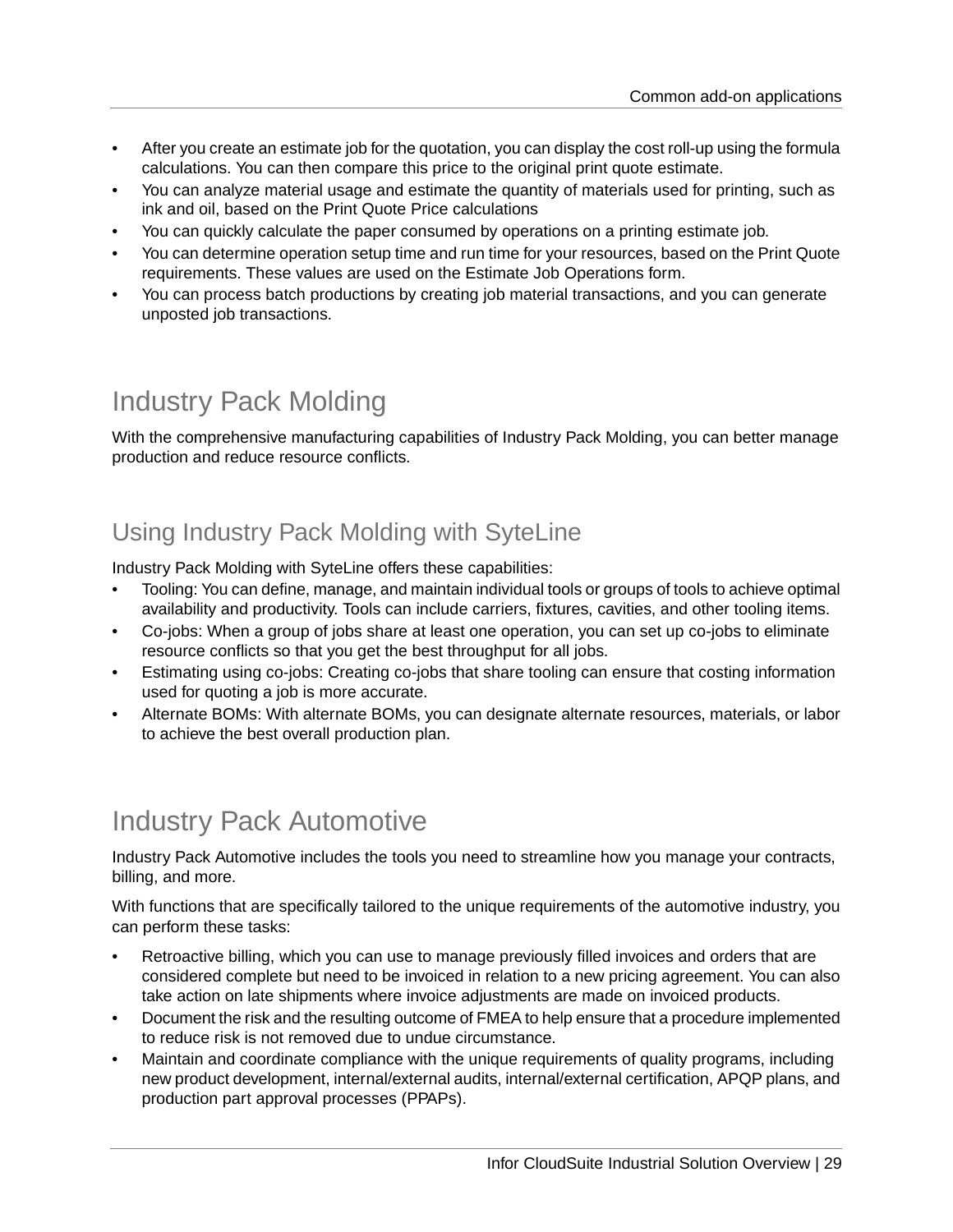- After you create an estimate job for the quotation, you can display the cost roll-up using the formula calculations. You can then compare this price to the original print quote estimate.
- You can analyze material usage and estimate the quantity of materials used for printing, such as ink and oil, based on the Print Quote Price calculations
- You can quickly calculate the paper consumed by operations on a printing estimate job.
- You can determine operation setup time and run time for your resources, based on the Print Quote requirements. These values are used on the Estimate Job Operations form.
- You can process batch productions by creating job material transactions, and you can generate unposted job transactions.

## Industry Pack Molding

With the comprehensive manufacturing capabilities of Industry Pack Molding, you can better manage production and reduce resource conflicts.

### Using Industry Pack Molding with SyteLine

Industry Pack Molding with SyteLine offers these capabilities:

- Tooling: You can define, manage, and maintain individual tools or groups of tools to achieve optimal availability and productivity. Tools can include carriers, fixtures, cavities, and other tooling items.
- Co-jobs: When a group of jobs share at least one operation, you can set up co-jobs to eliminate resource conflicts so that you get the best throughput for all jobs.
- Estimating using co-jobs: Creating co-jobs that share tooling can ensure that costing information used for quoting a job is more accurate.
- Alternate BOMs: With alternate BOMs, you can designate alternate resources, materials, or labor to achieve the best overall production plan.

## Industry Pack Automotive

Industry Pack Automotive includes the tools you need to streamline how you manage your contracts, billing, and more.

With functions that are specifically tailored to the unique requirements of the automotive industry, you can perform these tasks:

- Retroactive billing, which you can use to manage previously filled invoices and orders that are considered complete but need to be invoiced in relation to a new pricing agreement. You can also take action on late shipments where invoice adjustments are made on invoiced products.
- Document the risk and the resulting outcome of FMEA to help ensure that a procedure implemented to reduce risk is not removed due to undue circumstance.
- Maintain and coordinate compliance with the unique requirements of quality programs, including new product development, internal/external audits, internal/external certification, APQP plans, and production part approval processes (PPAPs).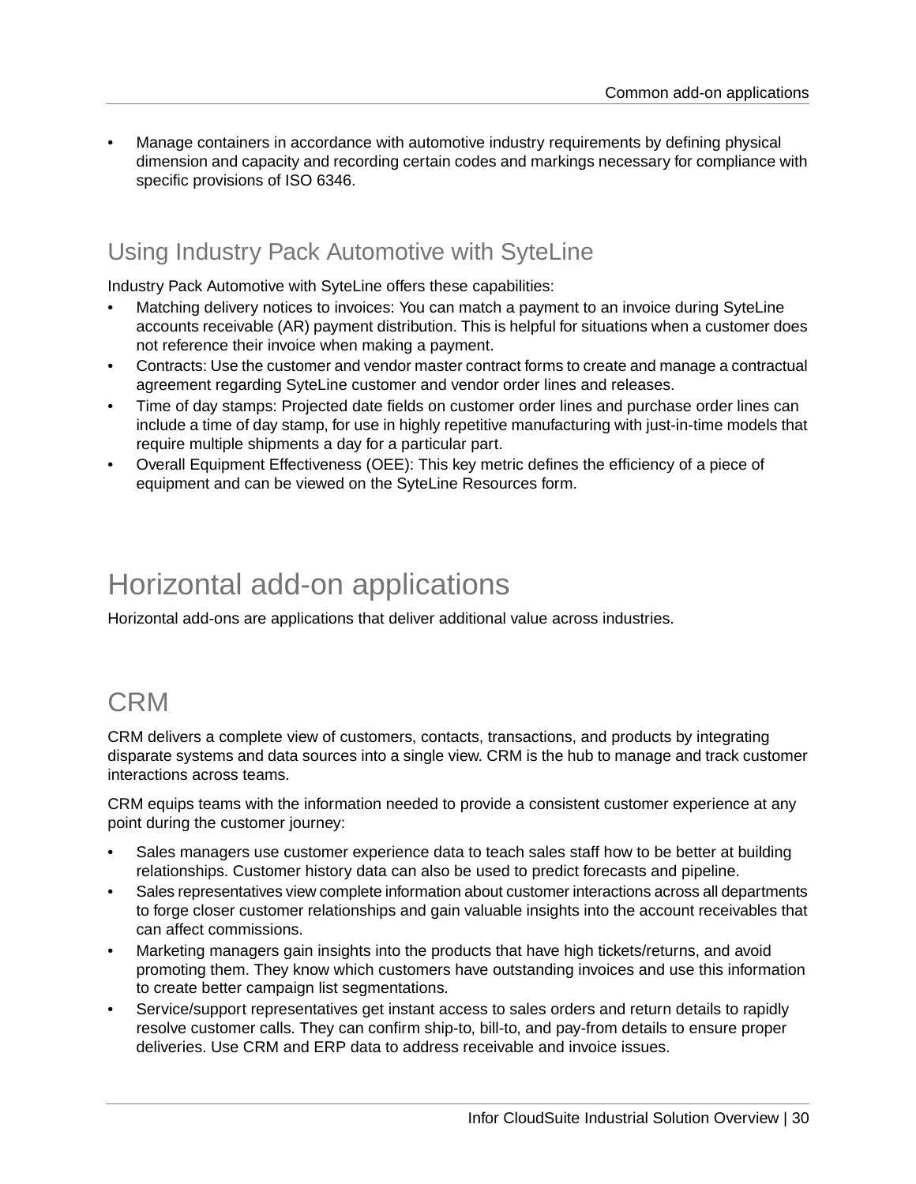- Manage containers in accordance with automotive industry requirements by defining physical dimension and capacity and recording certain codes and markings necessary for compliance with specific provisions of ISO 6346.

## Using Industry Pack Automotive with SyteLine

Industry Pack Automotive with SyteLine offers these capabilities:

- Matching delivery notices to invoices: You can match a payment to an invoice during SyteLine accounts receivable (AR) payment distribution. This is helpful for situations when a customer does not reference their invoice when making a payment.
- Contracts: Use the customer and vendor master contract forms to create and manage a contractual agreement regarding SyteLine customer and vendor order lines and releases.
- Time of day stamps: Projected date fields on customer order lines and purchase order lines can include a time of day stamp, for use in highly repetitive manufacturing with just-in-time models that require multiple shipments a day for a particular part.
- Overall Equipment Effectiveness (OEE): This key metric defines the efficiency of a piece of equipment and can be viewed on the SyteLine Resources form.

# Horizontal add-on applications

Horizontal add-ons are applications that deliver additional value across industries.

## CRM

CRM delivers a complete view of customers, contacts, transactions, and products by integrating disparate systems and data sources into a single view. CRM is the hub to manage and track customer interactions across teams.

CRM equips teams with the information needed to provide a consistent customer experience at any point during the customer journey:

- Sales managers use customer experience data to teach sales staff how to be better at building relationships. Customer history data can also be used to predict forecasts and pipeline.
- Sales representatives view complete information about customer interactions across all departments to forge closer customer relationships and gain valuable insights into the account receivables that can affect commissions.
- Marketing managers gain insights into the products that have high tickets/returns, and avoid promoting them. They know which customers have outstanding invoices and use this information to create better campaign list segmentations.
- Service/support representatives get instant access to sales orders and return details to rapidly resolve customer calls. They can confirm ship-to, bill-to, and pay-from details to ensure proper deliveries. Use CRM and ERP data to address receivable and invoice issues.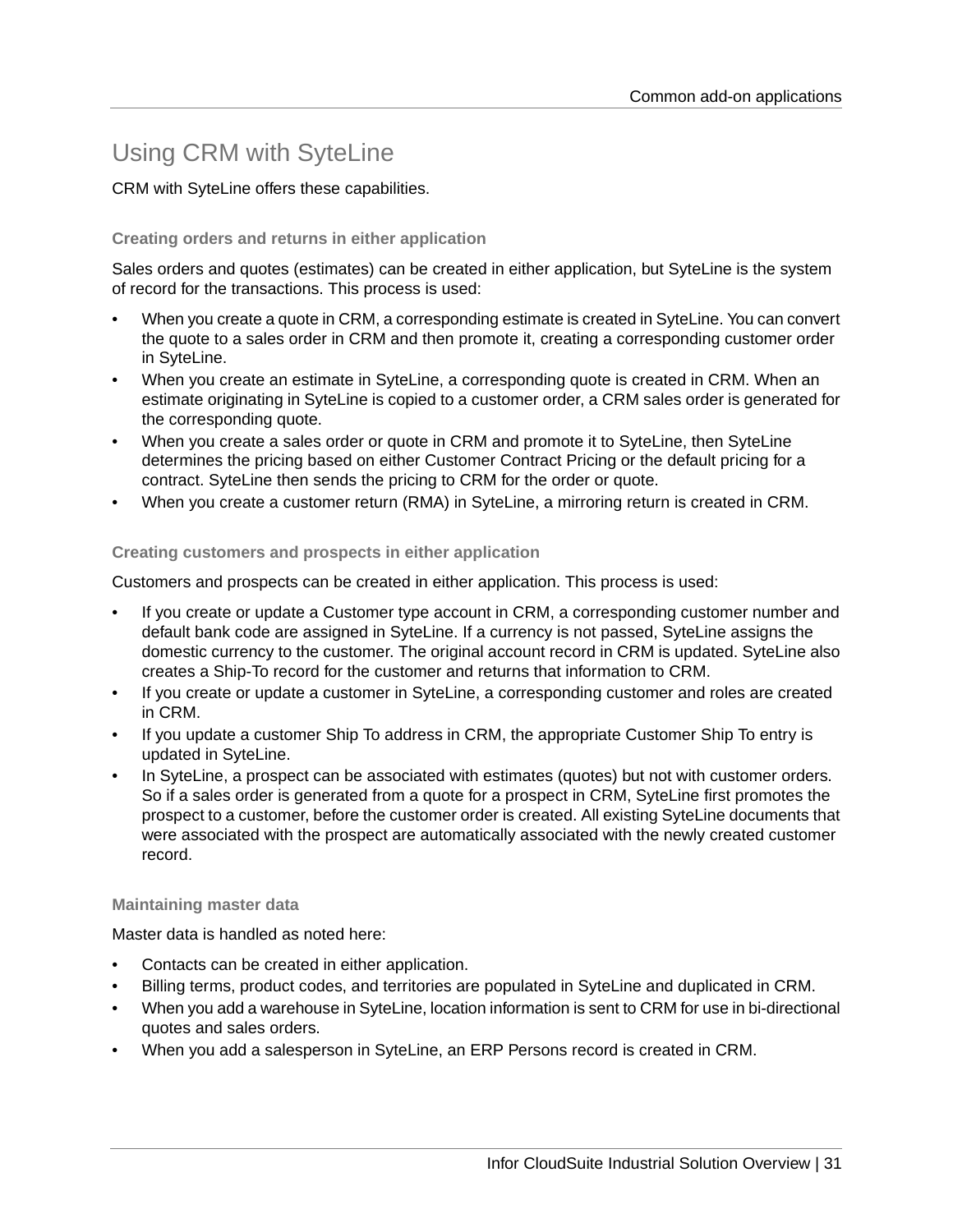## Using CRM with SyteLine

CRM with SyteLine offers these capabilities.

### Creating orders and returns in either application

Sales orders and quotes (estimates) can be created in either application, but SyteLine is the system of record for the transactions. This process is used:

- When you create a quote in CRM, a corresponding estimate is created in SyteLine. You can convert the quote to a sales order in CRM and then promote it, creating a corresponding customer order in SyteLine.
- When you create an estimate in SyteLine, a corresponding quote is created in CRM. When an estimate originating in SyteLine is copied to a customer order, a CRM sales order is generated for the corresponding quote.
- When you create a sales order or quote in CRM and promote it to SyteLine, then SyteLine determines the pricing based on either Customer Contract Pricing or the default pricing for a contract. SyteLine then sends the pricing to CRM for the order or quote.
- When you create a customer return (RMA) in SyteLine, a mirroring return is created in CRM.

### Creating customers and prospects in either application

Customers and prospects can be created in either application. This process is used:

- If you create or update a Customer type account in CRM, a corresponding customer number and default bank code are assigned in SyteLine. If a currency is not passed, SyteLine assigns the domestic currency to the customer. The original account record in CRM is updated. SyteLine also creates a Ship-To record for the customer and returns that information to CRM.
- If you create or update a customer in SyteLine, a corresponding customer and roles are created in CRM.
- If you update a customer Ship To address in CRM, the appropriate Customer Ship To entry is updated in SyteLine.
- In SyteLine, a prospect can be associated with estimates (quotes) but not with customer orders. So if a sales order is generated from a quote for a prospect in CRM, SyteLine first promotes the prospect to a customer, before the customer order is created. All existing SyteLine documents that were associated with the prospect are automatically associated with the newly created customer record.

### Maintaining master data

Master data is handled as noted here:

- Contacts can be created in either application.
- Billing terms, product codes, and territories are populated in SyteLine and duplicated in CRM.
- When you add a warehouse in SyteLine, location information is sent to CRM for use in bi-directional quotes and sales orders.
- When you add a salesperson in SyteLine, an ERP Persons record is created in CRM.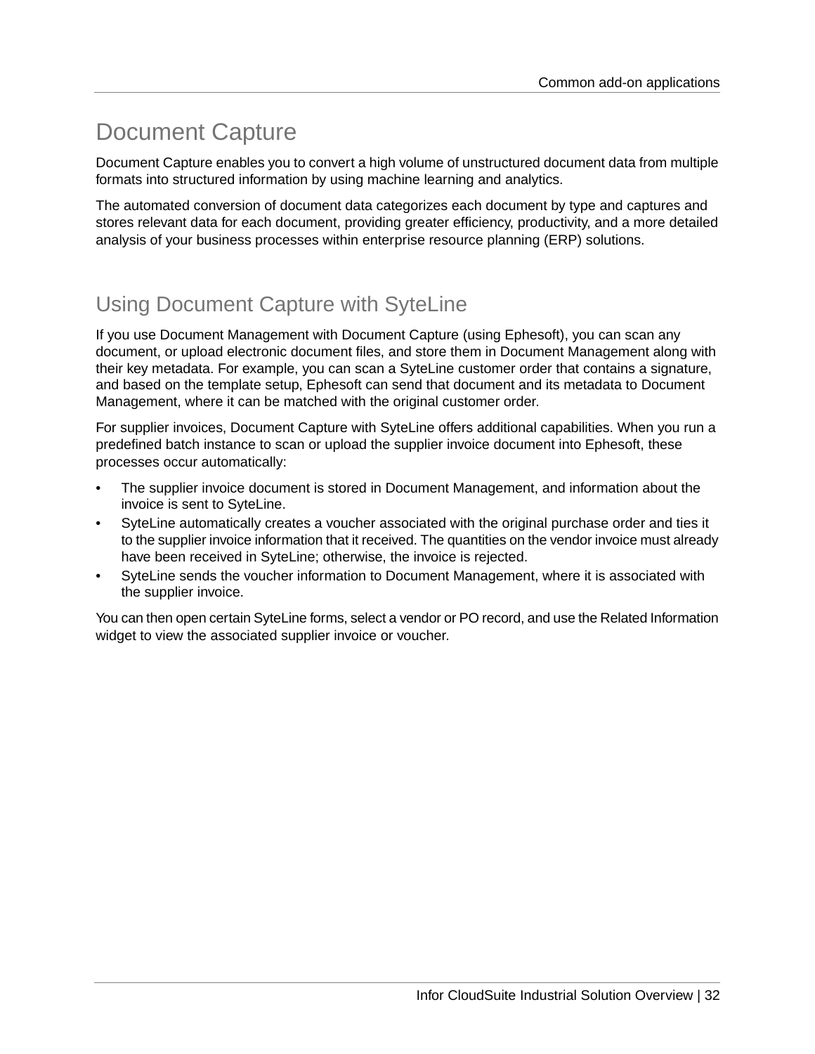# Document Capture

Document Capture enables you to convert a high volume of unstructured document data from multiple formats into structured information by using machine learning and analytics.

The automated conversion of document data categorizes each document by type and captures and stores relevant data for each document, providing greater efficiency, productivity, and a more detailed analysis of your business processes within enterprise resource planning (ERP) solutions.

## Using Document Capture with SyteLine

If you use Document Management with Document Capture (using Ephesoft), you can scan any document, or upload electronic document files, and store them in Document Management along with their key metadata. For example, you can scan a SyteLine customer order that contains a signature, and based on the template setup, Ephesoft can send that document and its metadata to Document Management, where it can be matched with the original customer order.

For supplier invoices, Document Capture with SyteLine offers additional capabilities. When you run a predefined batch instance to scan or upload the supplier invoice document into Ephesoft, these processes occur automatically:

- The supplier invoice document is stored in Document Management, and information about the invoice is sent to SyteLine.
- SyteLine automatically creates a voucher associated with the original purchase order and ties it to the supplier invoice information that it received. The quantities on the vendor invoice must already have been received in SyteLine; otherwise, the invoice is rejected.
- SyteLine sends the voucher information to Document Management, where it is associated with the supplier invoice.

You can then open certain SyteLine forms, select a vendor or PO record, and use the Related Information widget to view the associated supplier invoice or voucher.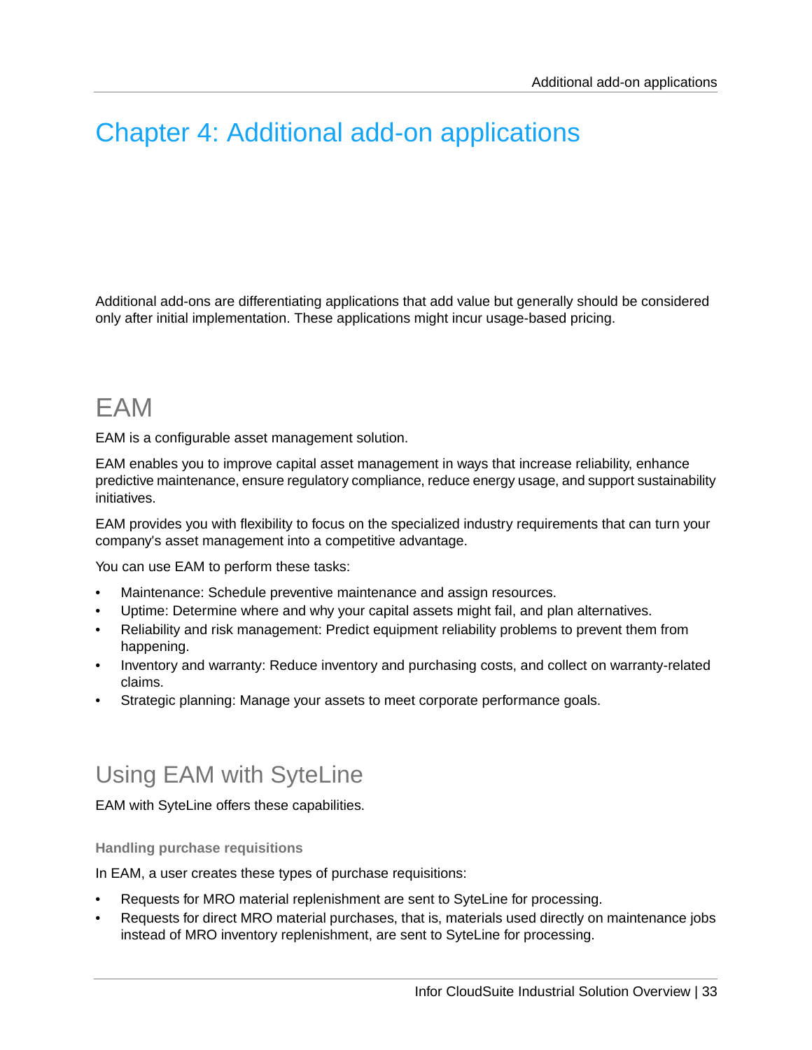# Chapter 4: Additional add-on applications

Additional add-ons are differentiating applications that add value but generally should be considered only after initial implementation. These applications might incur usage-based pricing.

## EAM

EAM is a configurable asset management solution.

EAM enables you to improve capital asset management in ways that increase reliability, enhance predictive maintenance, ensure regulatory compliance, reduce energy usage, and support sustainability initiatives.

EAM provides you with flexibility to focus on the specialized industry requirements that can turn your company's asset management into a competitive advantage.

You can use EAM to perform these tasks:

- Maintenance: Schedule preventive maintenance and assign resources.
- Uptime: Determine where and why your capital assets might fail, and plan alternatives.
- Reliability and risk management: Predict equipment reliability problems to prevent them from happening.
- Inventory and warranty: Reduce inventory and purchasing costs, and collect on warranty-related claims.
- Strategic planning: Manage your assets to meet corporate performance goals.

## Using EAM with SyteLine

EAM with SyteLine offers these capabilities.

#### Handling purchase requisitions

In EAM, a user creates these types of purchase requisitions:

- Requests for MRO material replenishment are sent to SyteLine for processing.
- Requests for direct MRO material purchases, that is, materials used directly on maintenance jobs instead of MRO inventory replenishment, are sent to SyteLine for processing.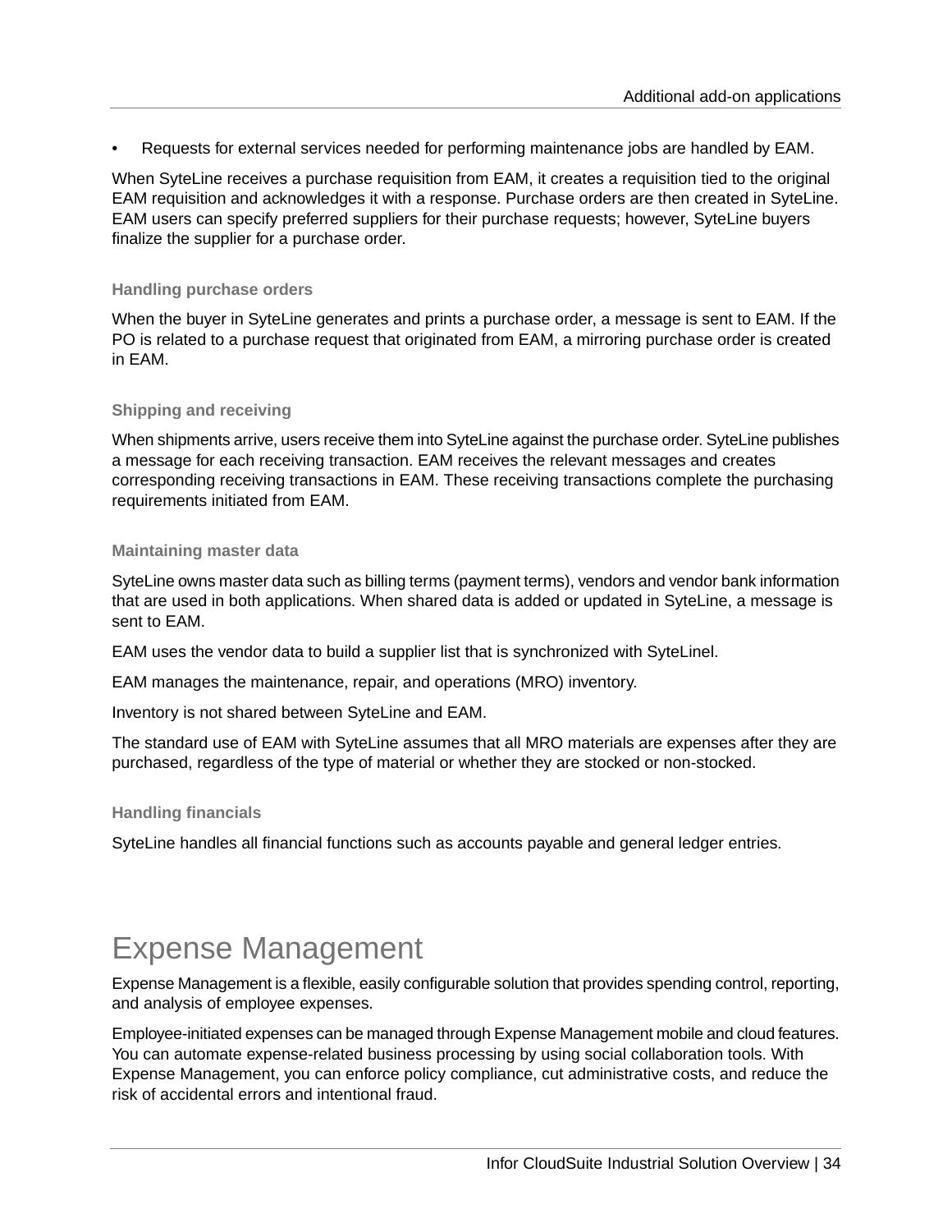- Requests for external services needed for performing maintenance jobs are handled by EAM.

When SyteLine receives a purchase requisition from EAM, it creates a requisition tied to the original EAM requisition and acknowledges it with a response. Purchase orders are then created in SyteLine. EAM users can specify preferred suppliers for their purchase requests; however, SyteLine buyers finalize the supplier for a purchase order.

### Handling purchase orders

When the buyer in SyteLine generates and prints a purchase order, a message is sent to EAM. If the PO is related to a purchase request that originated from EAM, a mirroring purchase order is created in EAM.

### Shipping and receiving

When shipments arrive, users receive them into SyteLine against the purchase order. SyteLine publishes a message for each receiving transaction. EAM receives the relevant messages and creates corresponding receiving transactions in EAM. These receiving transactions complete the purchasing requirements initiated from EAM.

### Maintaining master data

SyteLine owns master data such as billing terms (payment terms), vendors and vendor bank information that are used in both applications. When shared data is added or updated in SyteLine, a message is sent to EAM.

EAM uses the vendor data to build a supplier list that is synchronized with SyteLinel.

EAM manages the maintenance, repair, and operations (MRO) inventory.

Inventory is not shared between SyteLine and EAM.

The standard use of EAM with SyteLine assumes that all MRO materials are expenses after they are purchased, regardless of the type of material or whether they are stocked or non-stocked.

### Handling financials

SyteLine handles all financial functions such as accounts payable and general ledger entries.

## Expense Management

Expense Management is a flexible, easily configurable solution that provides spending control, reporting, and analysis of employee expenses.

Employee-initiated expenses can be managed through Expense Management mobile and cloud features. You can automate expense-related business processing by using social collaboration tools. With Expense Management, you can enforce policy compliance, cut administrative costs, and reduce the risk of accidental errors and intentional fraud.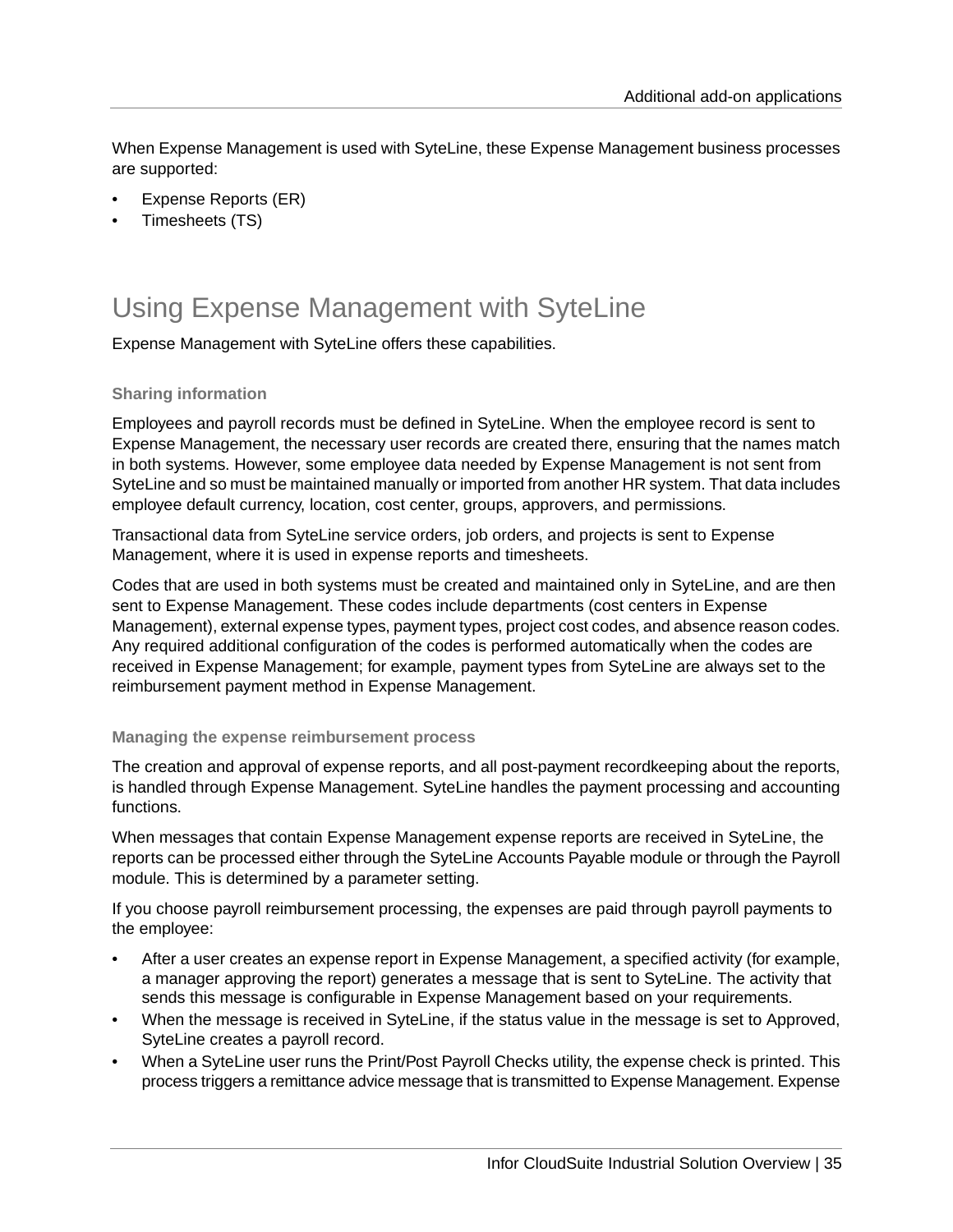When Expense Management is used with SyteLine, these Expense Management business processes are supported:

- Expense Reports (ER)
- Timesheets (TS)

## Using Expense Management with SyteLine

Expense Management with SyteLine offers these capabilities.

### Sharing information

Employees and payroll records must be defined in SyteLine. When the employee record is sent to Expense Management, the necessary user records are created there, ensuring that the names match in both systems. However, some employee data needed by Expense Management is not sent from SyteLine and so must be maintained manually or imported from another HR system. That data includes employee default currency, location, cost center, groups, approvers, and permissions.

Transactional data from SyteLine service orders, job orders, and projects is sent to Expense Management, where it is used in expense reports and timesheets.

Codes that are used in both systems must be created and maintained only in SyteLine, and are then sent to Expense Management. These codes include departments (cost centers in Expense Management), external expense types, payment types, project cost codes, and absence reason codes. Any required additional configuration of the codes is performed automatically when the codes are received in Expense Management; for example, payment types from SyteLine are always set to the reimbursement payment method in Expense Management.

### Managing the expense reimbursement process

The creation and approval of expense reports, and all post-payment recordkeeping about the reports, is handled through Expense Management. SyteLine handles the payment processing and accounting functions.

When messages that contain Expense Management expense reports are received in SyteLine, the reports can be processed either through the SyteLine Accounts Payable module or through the Payroll module. This is determined by a parameter setting.

If you choose payroll reimbursement processing, the expenses are paid through payroll payments to the employee:

- After a user creates an expense report in Expense Management, a specified activity (for example, a manager approving the report) generates a message that is sent to SyteLine. The activity that sends this message is configurable in Expense Management based on your requirements.
- When the message is received in SyteLine, if the status value in the message is set to Approved, SyteLine creates a payroll record.
- When a SyteLine user runs the Print/Post Payroll Checks utility, the expense check is printed. This process triggers a remittance advice message that is transmitted to Expense Management. Expense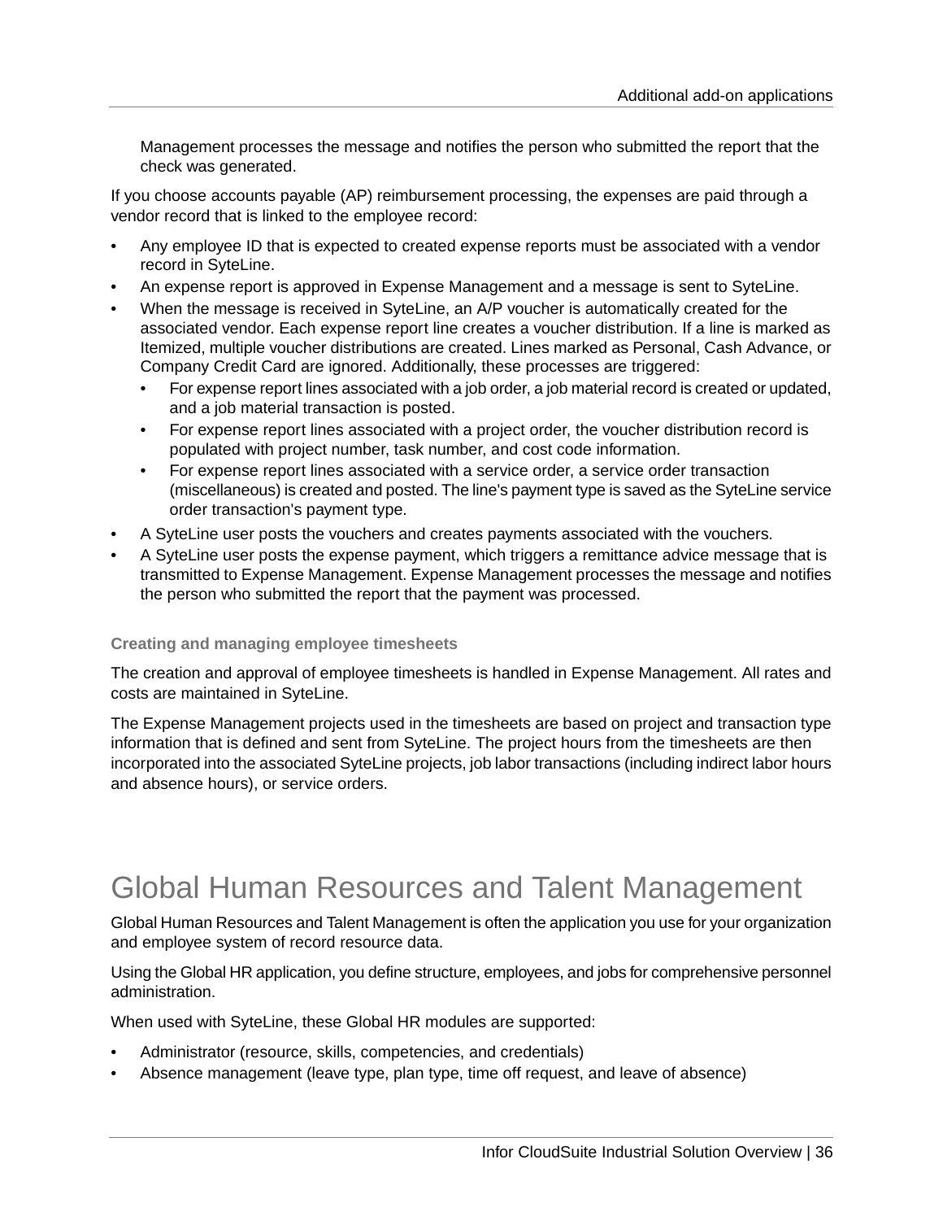Management processes the message and notifies the person who submitted the report that the check was generated.

If you choose accounts payable (AP) reimbursement processing, the expenses are paid through a vendor record that is linked to the employee record:

- Any employee ID that is expected to created expense reports must be associated with a vendor record in SyteLine.
- An expense report is approved in Expense Management and a message is sent to SyteLine.
- When the message is received in SyteLine, an A/P voucher is automatically created for the associated vendor. Each expense report line creates a voucher distribution. If a line is marked as Itemized, multiple voucher distributions are created. Lines marked as Personal, Cash Advance, or Company Credit Card are ignored. Additionally, these processes are triggered:
  - For expense report lines associated with a job order, a job material record is created or updated, and a job material transaction is posted.
  - For expense report lines associated with a project order, the voucher distribution record is populated with project number, task number, and cost code information.
  - For expense report lines associated with a service order, a service order transaction (miscellaneous) is created and posted. The line's payment type is saved as the SyteLine service order transaction's payment type.
- A SyteLine user posts the vouchers and creates payments associated with the vouchers.
- A SyteLine user posts the expense payment, which triggers a remittance advice message that is transmitted to Expense Management. Expense Management processes the message and notifies the person who submitted the report that the payment was processed.

### Creating and managing employee timesheets

The creation and approval of employee timesheets is handled in Expense Management. All rates and costs are maintained in SyteLine.

The Expense Management projects used in the timesheets are based on project and transaction type information that is defined and sent from SyteLine. The project hours from the timesheets are then incorporated into the associated SyteLine projects, job labor transactions (including indirect labor hours and absence hours), or service orders.

## Global Human Resources and Talent Management

Global Human Resources and Talent Management is often the application you use for your organization and employee system of record resource data.

Using the Global HR application, you define structure, employees, and jobs for comprehensive personnel administration.

When used with SyteLine, these Global HR modules are supported:

- Administrator (resource, skills, competencies, and credentials)
- Absence management (leave type, plan type, time off request, and leave of absence)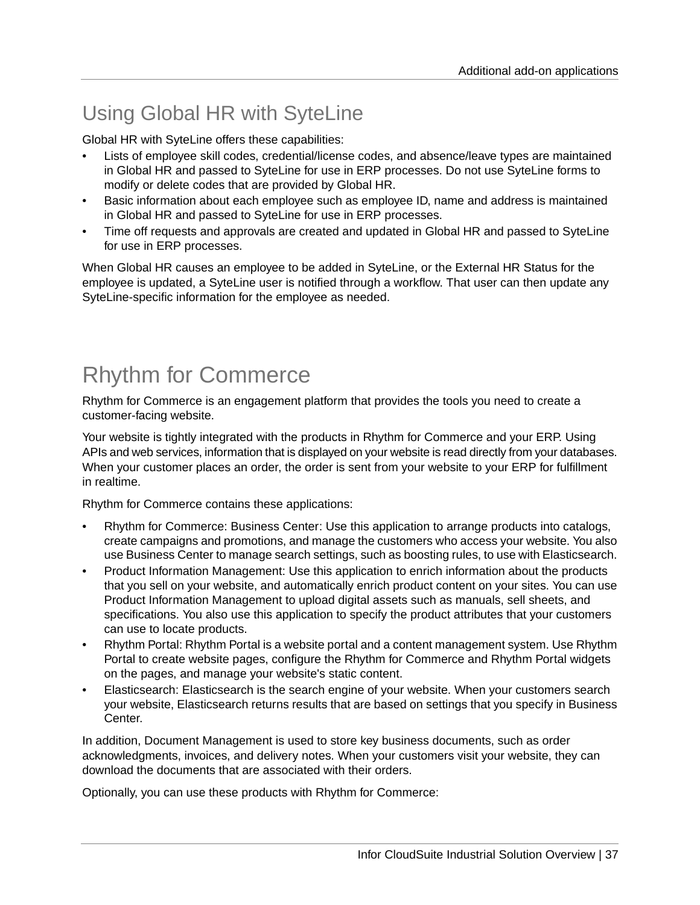## Using Global HR with SyteLine

Global HR with SyteLine offers these capabilities:

- Lists of employee skill codes, credential/license codes, and absence/leave types are maintained in Global HR and passed to SyteLine for use in ERP processes. Do not use SyteLine forms to modify or delete codes that are provided by Global HR.
- Basic information about each employee such as employee ID, name and address is maintained in Global HR and passed to SyteLine for use in ERP processes.
- Time off requests and approvals are created and updated in Global HR and passed to SyteLine for use in ERP processes.

When Global HR causes an employee to be added in SyteLine, or the External HR Status for the employee is updated, a SyteLine user is notified through a workflow. That user can then update any SyteLine-specific information for the employee as needed.

## Rhythm for Commerce

Rhythm for Commerce is an engagement platform that provides the tools you need to create a customer-facing website.

Your website is tightly integrated with the products in Rhythm for Commerce and your ERP. Using APIs and web services, information that is displayed on your website is read directly from your databases. When your customer places an order, the order is sent from your website to your ERP for fulfillment in realtime.

Rhythm for Commerce contains these applications:

- Rhythm for Commerce: Business Center: Use this application to arrange products into catalogs, create campaigns and promotions, and manage the customers who access your website. You also use Business Center to manage search settings, such as boosting rules, to use with Elasticsearch.
- Product Information Management: Use this application to enrich information about the products that you sell on your website, and automatically enrich product content on your sites. You can use Product Information Management to upload digital assets such as manuals, sell sheets, and specifications. You also use this application to specify the product attributes that your customers can use to locate products.
- Rhythm Portal: Rhythm Portal is a website portal and a content management system. Use Rhythm Portal to create website pages, configure the Rhythm for Commerce and Rhythm Portal widgets on the pages, and manage your website's static content.
- Elasticsearch: Elasticsearch is the search engine of your website. When your customers search your website, Elasticsearch returns results that are based on settings that you specify in Business Center.

In addition, Document Management is used to store key business documents, such as order acknowledgments, invoices, and delivery notes. When your customers visit your website, they can download the documents that are associated with their orders.

Optionally, you can use these products with Rhythm for Commerce: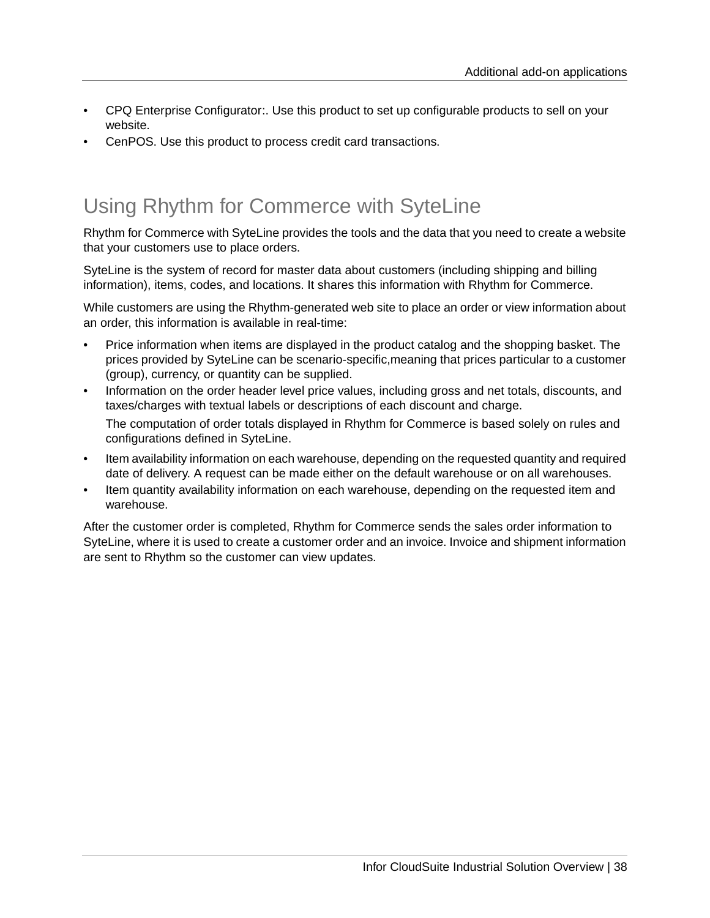- CPQ Enterprise Configurator:. Use this product to set up configurable products to sell on your website.
- CenPOS. Use this product to process credit card transactions.

## Using Rhythm for Commerce with SyteLine

Rhythm for Commerce with SyteLine provides the tools and the data that you need to create a website that your customers use to place orders.

SyteLine is the system of record for master data about customers (including shipping and billing information), items, codes, and locations. It shares this information with Rhythm for Commerce.

While customers are using the Rhythm-generated web site to place an order or view information about an order, this information is available in real-time:

- Price information when items are displayed in the product catalog and the shopping basket. The prices provided by SyteLine can be scenario-specific,meaning that prices particular to a customer (group), currency, or quantity can be supplied.
- Information on the order header level price values, including gross and net totals, discounts, and taxes/charges with textual labels or descriptions of each discount and charge.

  The computation of order totals displayed in Rhythm for Commerce is based solely on rules and configurations defined in SyteLine.
- Item availability information on each warehouse, depending on the requested quantity and required date of delivery. A request can be made either on the default warehouse or on all warehouses.
- Item quantity availability information on each warehouse, depending on the requested item and warehouse.

After the customer order is completed, Rhythm for Commerce sends the sales order information to SyteLine, where it is used to create a customer order and an invoice. Invoice and shipment information are sent to Rhythm so the customer can view updates.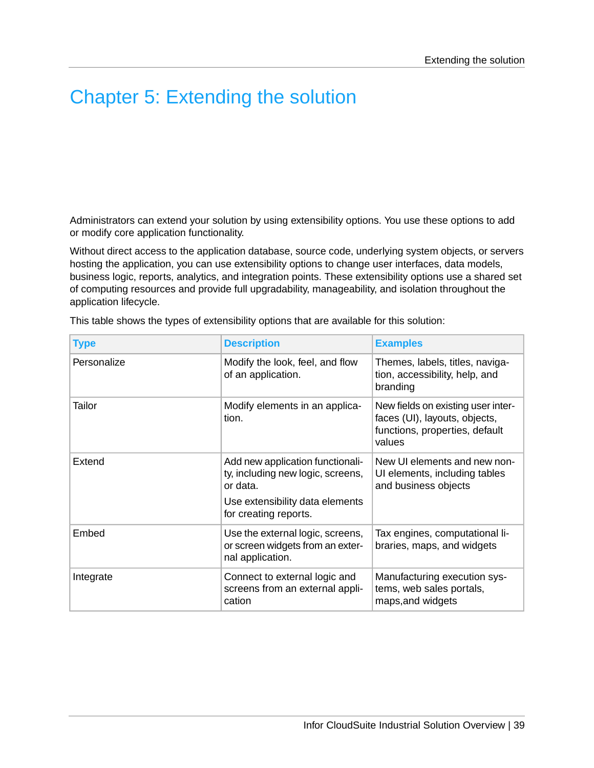# Chapter 5: Extending the solution

Administrators can extend your solution by using extensibility options. You use these options to add or modify core application functionality.

Without direct access to the application database, source code, underlying system objects, or servers hosting the application, you can use extensibility options to change user interfaces, data models, business logic, reports, analytics, and integration points. These extensibility options use a shared set of computing resources and provide full upgradability, manageability, and isolation throughout the application lifecycle.

This table shows the types of extensibility options that are available for this solution:

| Type | Description | Examples |
| --- | --- | --- |
| Personalize | Modify the look, feel, and flow of an application. | Themes, labels, titles, navigation, accessibility, help, and branding |
| Tailor | Modify elements in an application. | New fields on existing user interfaces (UI), layouts, objects, functions, properties, default values |
| Extend | Add new application functionality, including new logic, screens, or data.<br><br>Use extensibility data elements for creating reports. | New UI elements and new non-UI elements, including tables and business objects |
| Embed | Use the external logic, screens, or screen widgets from an external application. | Tax engines, computational libraries, maps, and widgets |
| Integrate | Connect to external logic and screens from an external application | Manufacturing execution systems, web sales portals, maps,and widgets |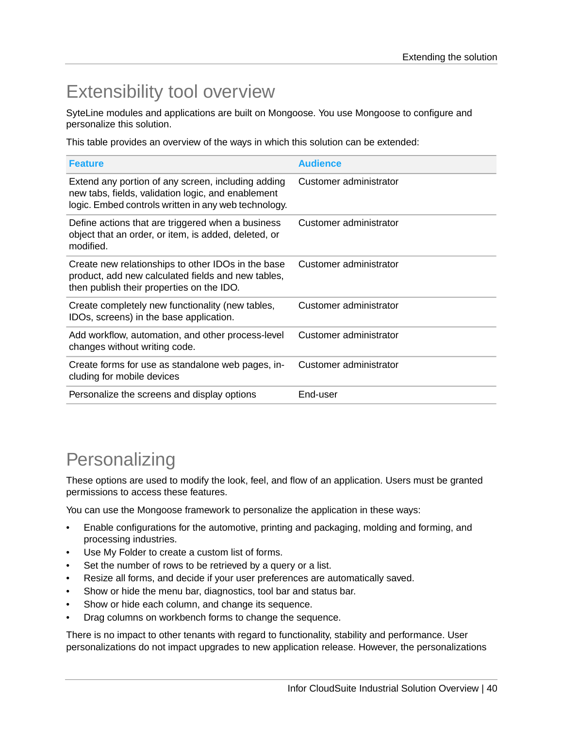# Extensibility tool overview

SyteLine modules and applications are built on Mongoose. You use Mongoose to configure and personalize this solution.

This table provides an overview of the ways in which this solution can be extended:

| Feature | Audience |
|---|---|
| Extend any portion of any screen, including adding new tabs, fields, validation logic, and enablement logic. Embed controls written in any web technology. | Customer administrator |
| Define actions that are triggered when a business object that an order, or item, is added, deleted, or modified. | Customer administrator |
| Create new relationships to other IDOs in the base product, add new calculated fields and new tables, then publish their properties on the IDO. | Customer administrator |
| Create completely new functionality (new tables, IDOs, screens) in the base application. | Customer administrator |
| Add workflow, automation, and other process-level changes without writing code. | Customer administrator |
| Create forms for use as standalone web pages, including for mobile devices | Customer administrator |
| Personalize the screens and display options | End-user |

# Personalizing

These options are used to modify the look, feel, and flow of an application. Users must be granted permissions to access these features.

You can use the Mongoose framework to personalize the application in these ways:

- Enable configurations for the automotive, printing and packaging, molding and forming, and processing industries.
- Use My Folder to create a custom list of forms.
- Set the number of rows to be retrieved by a query or a list.
- Resize all forms, and decide if your user preferences are automatically saved.
- Show or hide the menu bar, diagnostics, tool bar and status bar.
- Show or hide each column, and change its sequence.
- Drag columns on workbench forms to change the sequence.

There is no impact to other tenants with regard to functionality, stability and performance. User personalizations do not impact upgrades to new application release. However, the personalizations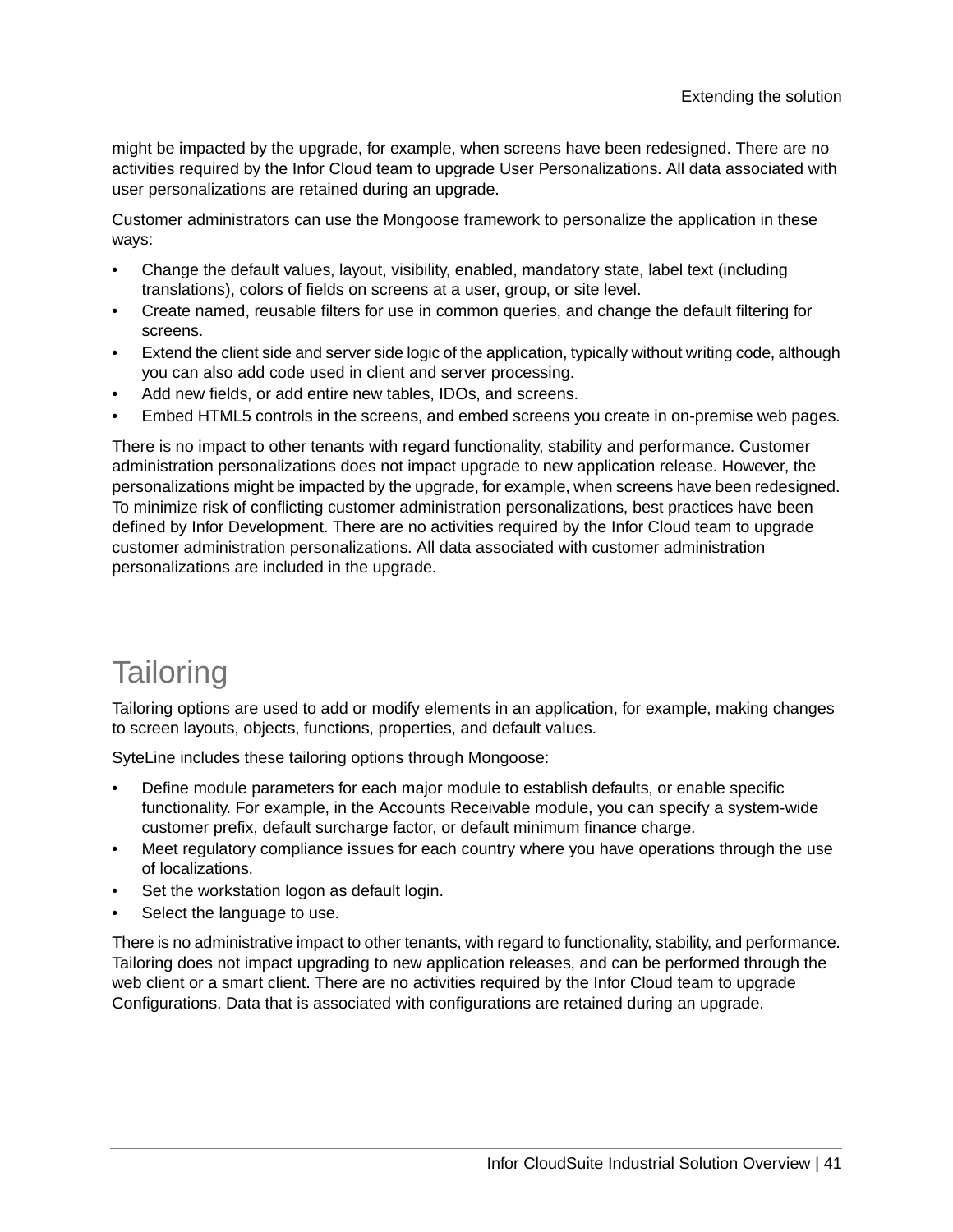might be impacted by the upgrade, for example, when screens have been redesigned. There are no activities required by the Infor Cloud team to upgrade User Personalizations. All data associated with user personalizations are retained during an upgrade.

Customer administrators can use the Mongoose framework to personalize the application in these ways:

- Change the default values, layout, visibility, enabled, mandatory state, label text (including translations), colors of fields on screens at a user, group, or site level.
- Create named, reusable filters for use in common queries, and change the default filtering for screens.
- Extend the client side and server side logic of the application, typically without writing code, although you can also add code used in client and server processing.
- Add new fields, or add entire new tables, IDOs, and screens.
- Embed HTML5 controls in the screens, and embed screens you create in on-premise web pages.

There is no impact to other tenants with regard functionality, stability and performance. Customer administration personalizations does not impact upgrade to new application release. However, the personalizations might be impacted by the upgrade, for example, when screens have been redesigned. To minimize risk of conflicting customer administration personalizations, best practices have been defined by Infor Development. There are no activities required by the Infor Cloud team to upgrade customer administration personalizations. All data associated with customer administration personalizations are included in the upgrade.

# Tailoring

Tailoring options are used to add or modify elements in an application, for example, making changes to screen layouts, objects, functions, properties, and default values.

SyteLine includes these tailoring options through Mongoose:

- Define module parameters for each major module to establish defaults, or enable specific functionality. For example, in the Accounts Receivable module, you can specify a system-wide customer prefix, default surcharge factor, or default minimum finance charge.
- Meet regulatory compliance issues for each country where you have operations through the use of localizations.
- Set the workstation logon as default login.
- Select the language to use.

There is no administrative impact to other tenants, with regard to functionality, stability, and performance. Tailoring does not impact upgrading to new application releases, and can be performed through the web client or a smart client. There are no activities required by the Infor Cloud team to upgrade Configurations. Data that is associated with configurations are retained during an upgrade.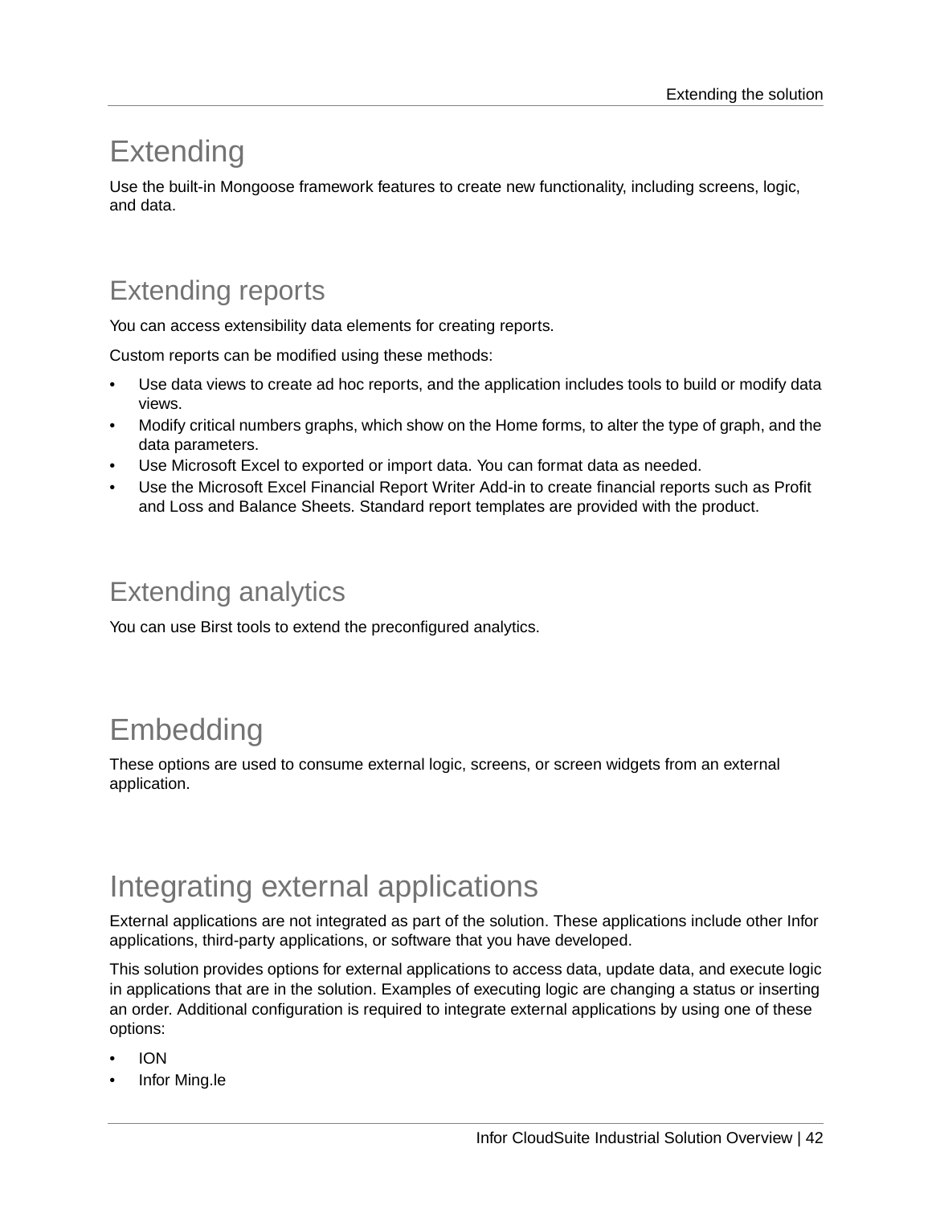# Extending

Use the built-in Mongoose framework features to create new functionality, including screens, logic, and data.

## Extending reports

You can access extensibility data elements for creating reports.

Custom reports can be modified using these methods:

- Use data views to create ad hoc reports, and the application includes tools to build or modify data views.
- Modify critical numbers graphs, which show on the Home forms, to alter the type of graph, and the data parameters.
- Use Microsoft Excel to exported or import data. You can format data as needed.
- Use the Microsoft Excel Financial Report Writer Add-in to create financial reports such as Profit and Loss and Balance Sheets. Standard report templates are provided with the product.

## Extending analytics

You can use Birst tools to extend the preconfigured analytics.

# Embedding

These options are used to consume external logic, screens, or screen widgets from an external application.

# Integrating external applications

External applications are not integrated as part of the solution. These applications include other Infor applications, third-party applications, or software that you have developed.

This solution provides options for external applications to access data, update data, and execute logic in applications that are in the solution. Examples of executing logic are changing a status or inserting an order. Additional configuration is required to integrate external applications by using one of these options:

- ION
- Infor Ming.le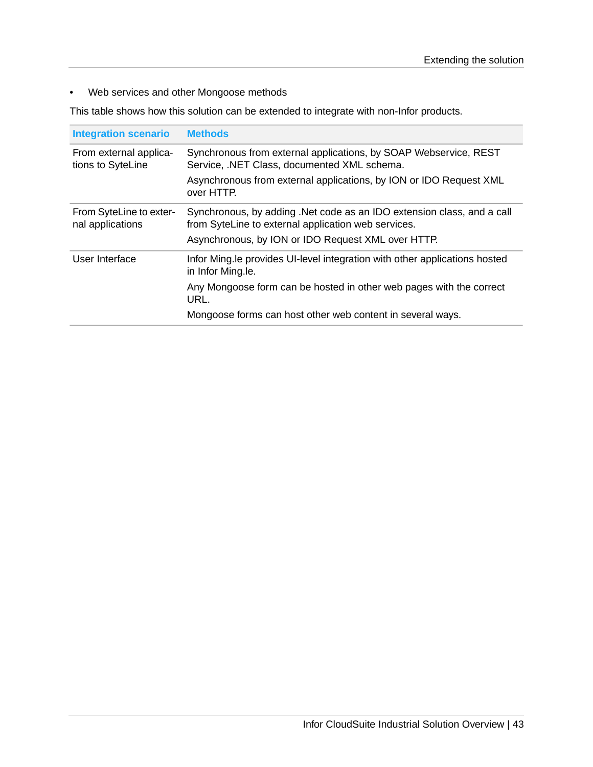- Web services and other Mongoose methods

This table shows how this solution can be extended to integrate with non-Infor products.

| Integration scenario | Methods |
|---|---|
| From external applications to SyteLine | Synchronous from external applications, by SOAP Webservice, REST Service, .NET Class, documented XML schema.<br>Asynchronous from external applications, by ION or IDO Request XML over HTTP. |
| From SyteLine to external applications | Synchronous, by adding .Net code as an IDO extension class, and a call from SyteLine to external application web services.<br>Asynchronous, by ION or IDO Request XML over HTTP. |
| User Interface | Infor Ming.le provides UI-level integration with other applications hosted in Infor Ming.le.<br>Any Mongoose form can be hosted in other web pages with the correct URL.<br>Mongoose forms can host other web content in several ways. |